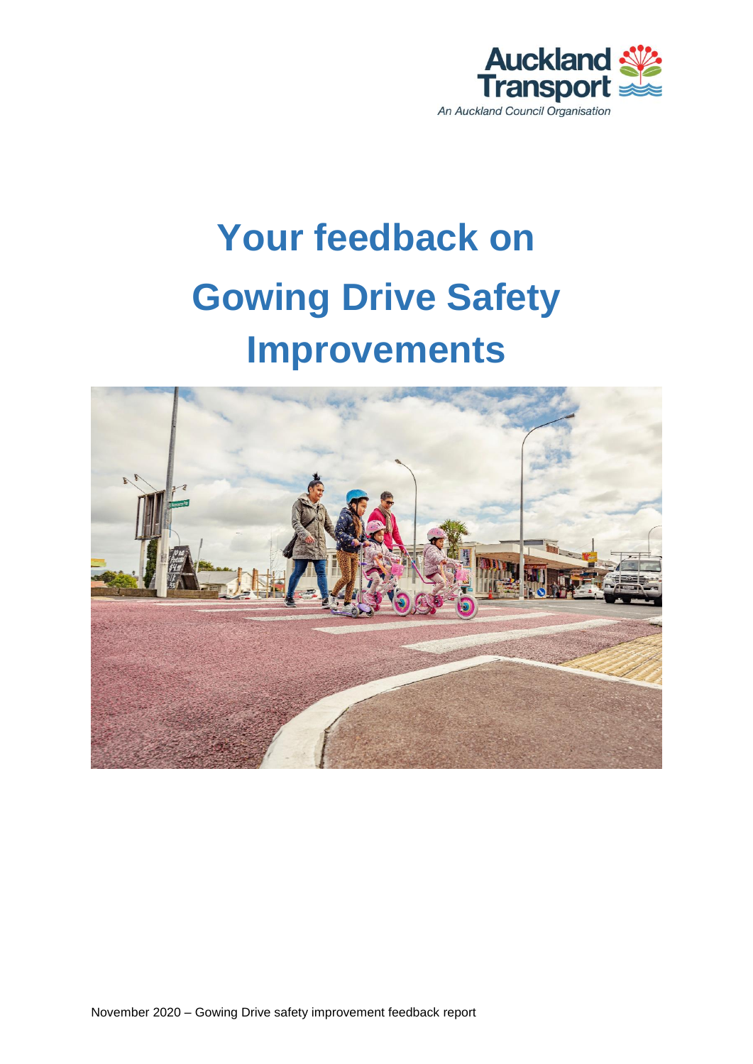Auckland Transport

An Auckland Council Organisation

# Your feedback on Gowing Drive Safety Improvements

November 2020 – Gowing Drive safety improvement feedback report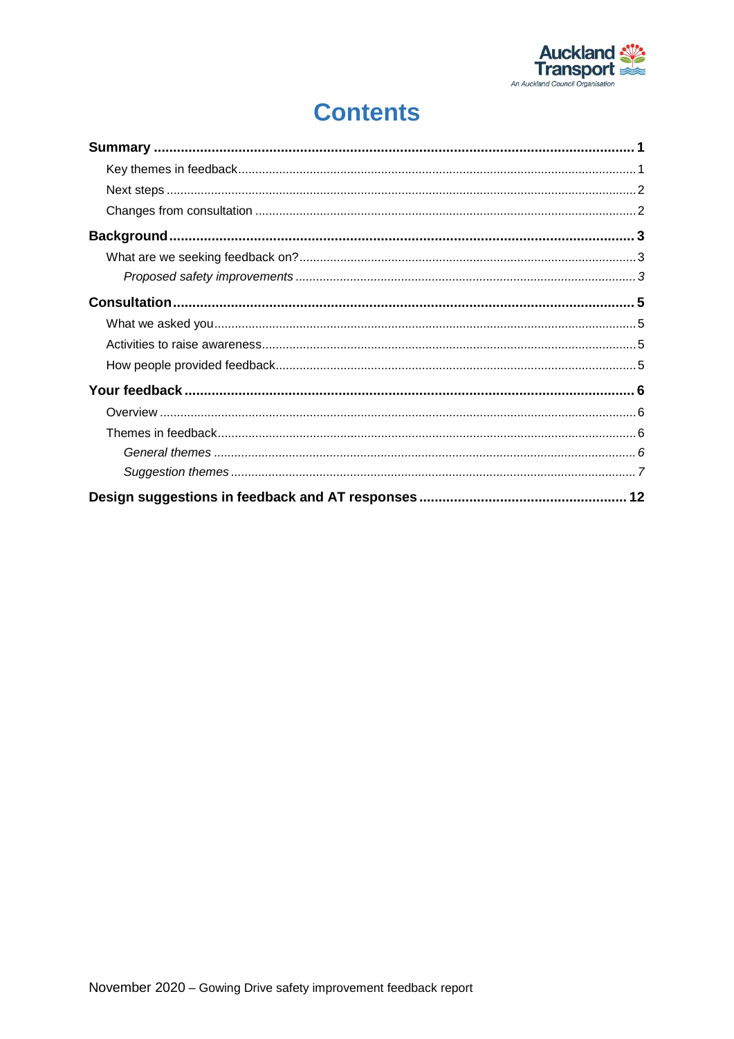# Contents

**Summary** ..................................................................................................................... **1**

Key themes in feedback ......................................................................................................... 1

Next steps ................................................................................................................................ 2

Changes from consultation ..................................................................................................... 2

**Background** ............................................................................................................... **3**

What are we seeking feedback on? ......................................................................................... 3

*Proposed safety improvements* ........................................................................................... *3*

**Consultation** ............................................................................................................. **5**

What we asked you ................................................................................................................. 5

Activities to raise awareness ................................................................................................... 5

How people provided feedback ............................................................................................... 5

**Your feedback** .......................................................................................................... **6**

Overview ................................................................................................................................. 6

Themes in feedback ................................................................................................................. 6

*General themes* ................................................................................................................... *6*

*Suggestion themes* .............................................................................................................. *7*

**Design suggestions in feedback and AT responses** .................................................. **12**

November 2020 – Gowing Drive safety improvement feedback report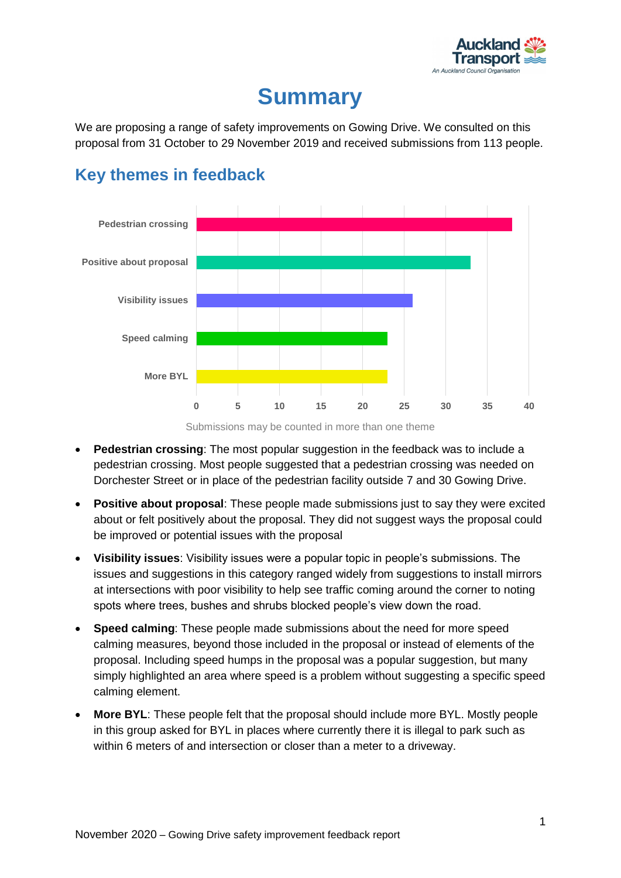# Summary

We are proposing a range of safety improvements on Gowing Drive. We consulted on this proposal from 31 October to 29 November 2019 and received submissions from 113 people.

## Key themes in feedback

| Theme | Number of submissions |
| --- | --- |
| Pedestrian crossing | 38 |
| Positive about proposal | 33 |
| Visibility issues | 26 |
| Speed calming | 23 |
| More BYL | 23 |

Submissions may be counted in more than one theme

- **Pedestrian crossing**: The most popular suggestion in the feedback was to include a pedestrian crossing. Most people suggested that a pedestrian crossing was needed on Dorchester Street or in place of the pedestrian facility outside 7 and 30 Gowing Drive.
- **Positive about proposal**: These people made submissions just to say they were excited about or felt positively about the proposal. They did not suggest ways the proposal could be improved or potential issues with the proposal
- **Visibility issues**: Visibility issues were a popular topic in people's submissions. The issues and suggestions in this category ranged widely from suggestions to install mirrors at intersections with poor visibility to help see traffic coming around the corner to noting spots where trees, bushes and shrubs blocked people's view down the road.
- **Speed calming**: These people made submissions about the need for more speed calming measures, beyond those included in the proposal or instead of elements of the proposal. Including speed humps in the proposal was a popular suggestion, but many simply highlighted an area where speed is a problem without suggesting a specific speed calming element.
- **More BYL**: These people felt that the proposal should include more BYL. Mostly people in this group asked for BYL in places where currently there it is illegal to park such as within 6 meters of and intersection or closer than a meter to a driveway.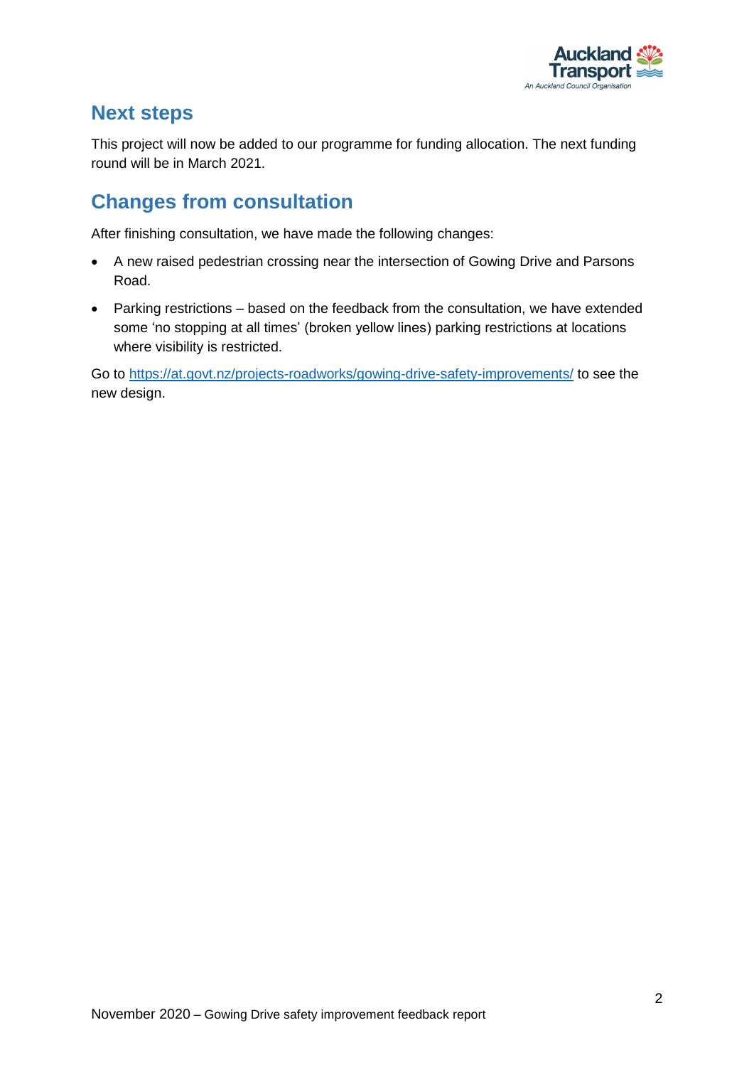## Next steps

This project will now be added to our programme for funding allocation. The next funding round will be in March 2021.

## Changes from consultation

After finishing consultation, we have made the following changes:

- A new raised pedestrian crossing near the intersection of Gowing Drive and Parsons Road.
- Parking restrictions – based on the feedback from the consultation, we have extended some 'no stopping at all times' (broken yellow lines) parking restrictions at locations where visibility is restricted.

Go to [https://at.govt.nz/projects-roadworks/gowing-drive-safety-improvements/](https://at.govt.nz/projects-roadworks/gowing-drive-safety-improvements/) to see the new design.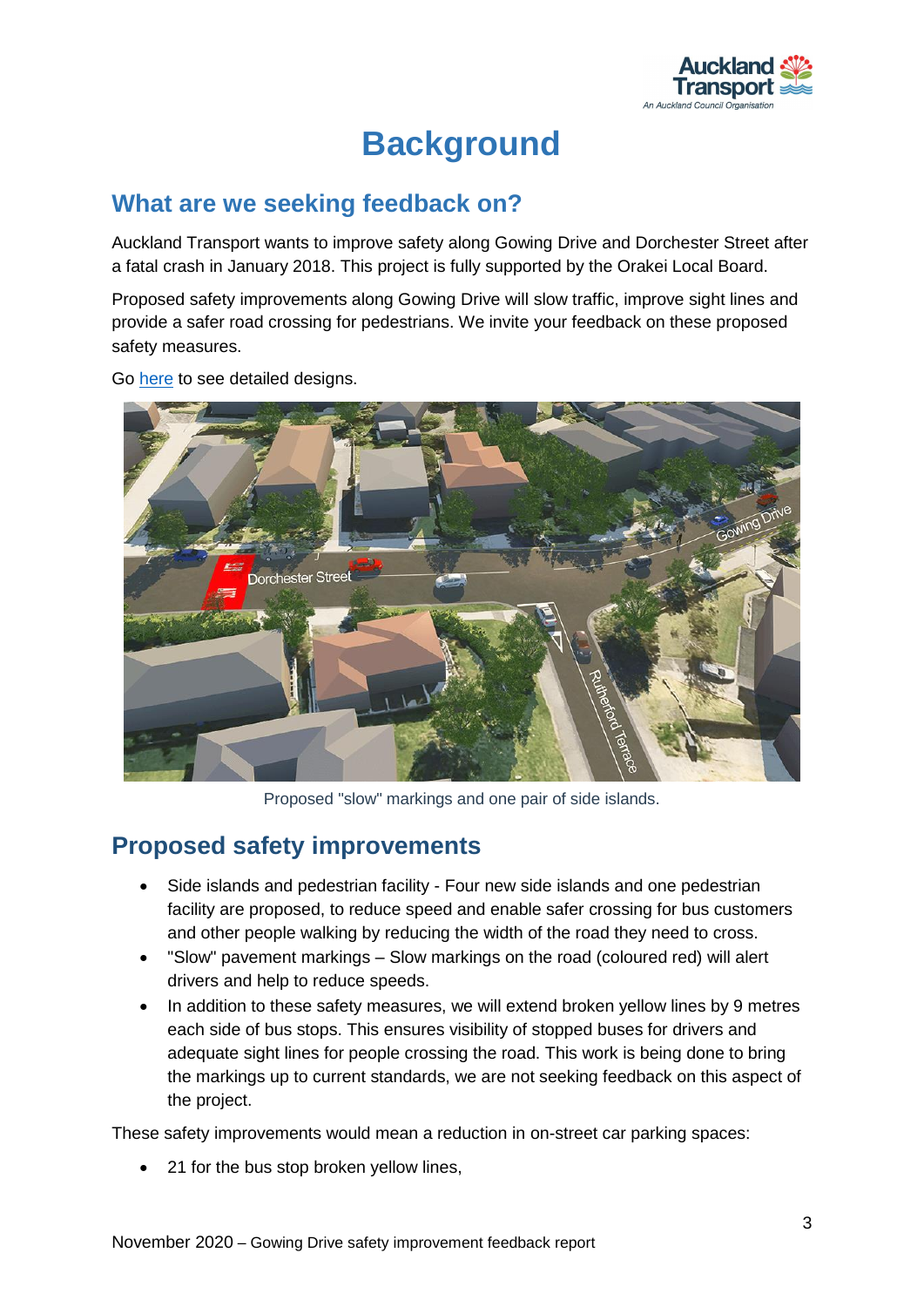# Background

## What are we seeking feedback on?

Auckland Transport wants to improve safety along Gowing Drive and Dorchester Street after a fatal crash in January 2018. This project is fully supported by the Orakei Local Board.

Proposed safety improvements along Gowing Drive will slow traffic, improve sight lines and provide a safer road crossing for pedestrians. We invite your feedback on these proposed safety measures.

Go here to see detailed designs.

Proposed "slow" markings and one pair of side islands.

## Proposed safety improvements

- Side islands and pedestrian facility - Four new side islands and one pedestrian facility are proposed, to reduce speed and enable safer crossing for bus customers and other people walking by reducing the width of the road they need to cross.
- "Slow" pavement markings – Slow markings on the road (coloured red) will alert drivers and help to reduce speeds.
- In addition to these safety measures, we will extend broken yellow lines by 9 metres each side of bus stops. This ensures visibility of stopped buses for drivers and adequate sight lines for people crossing the road. This work is being done to bring the markings up to current standards, we are not seeking feedback on this aspect of the project.

These safety improvements would mean a reduction in on-street car parking spaces:

- 21 for the bus stop broken yellow lines,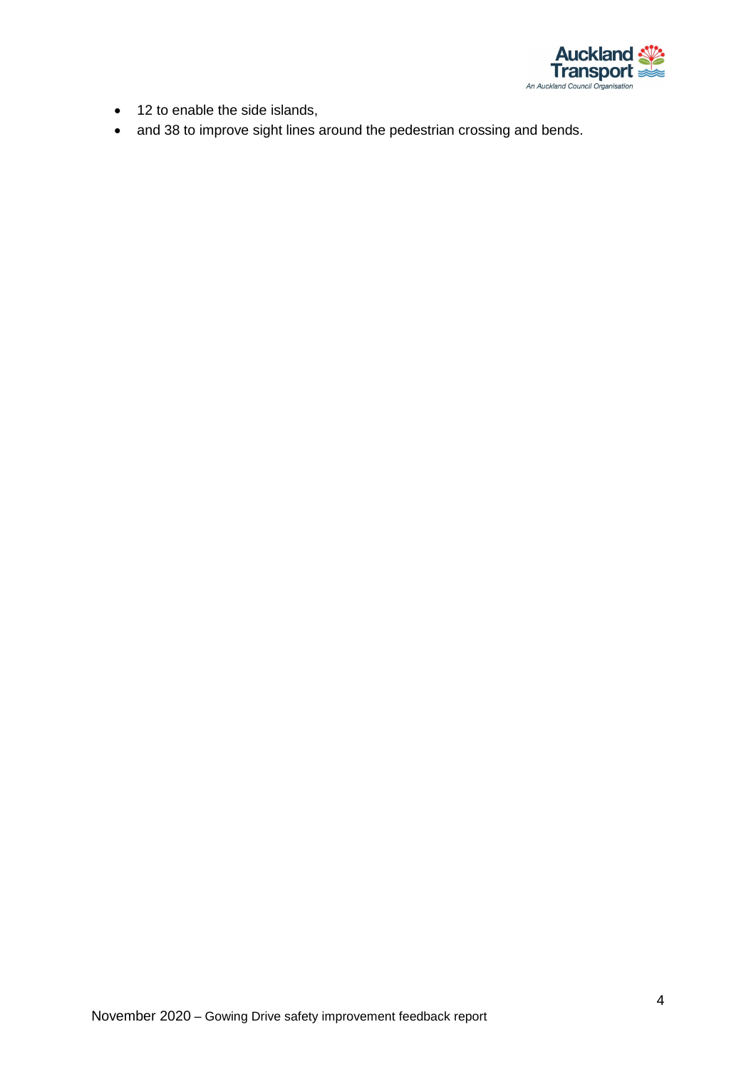- 12 to enable the side islands,
- and 38 to improve sight lines around the pedestrian crossing and bends.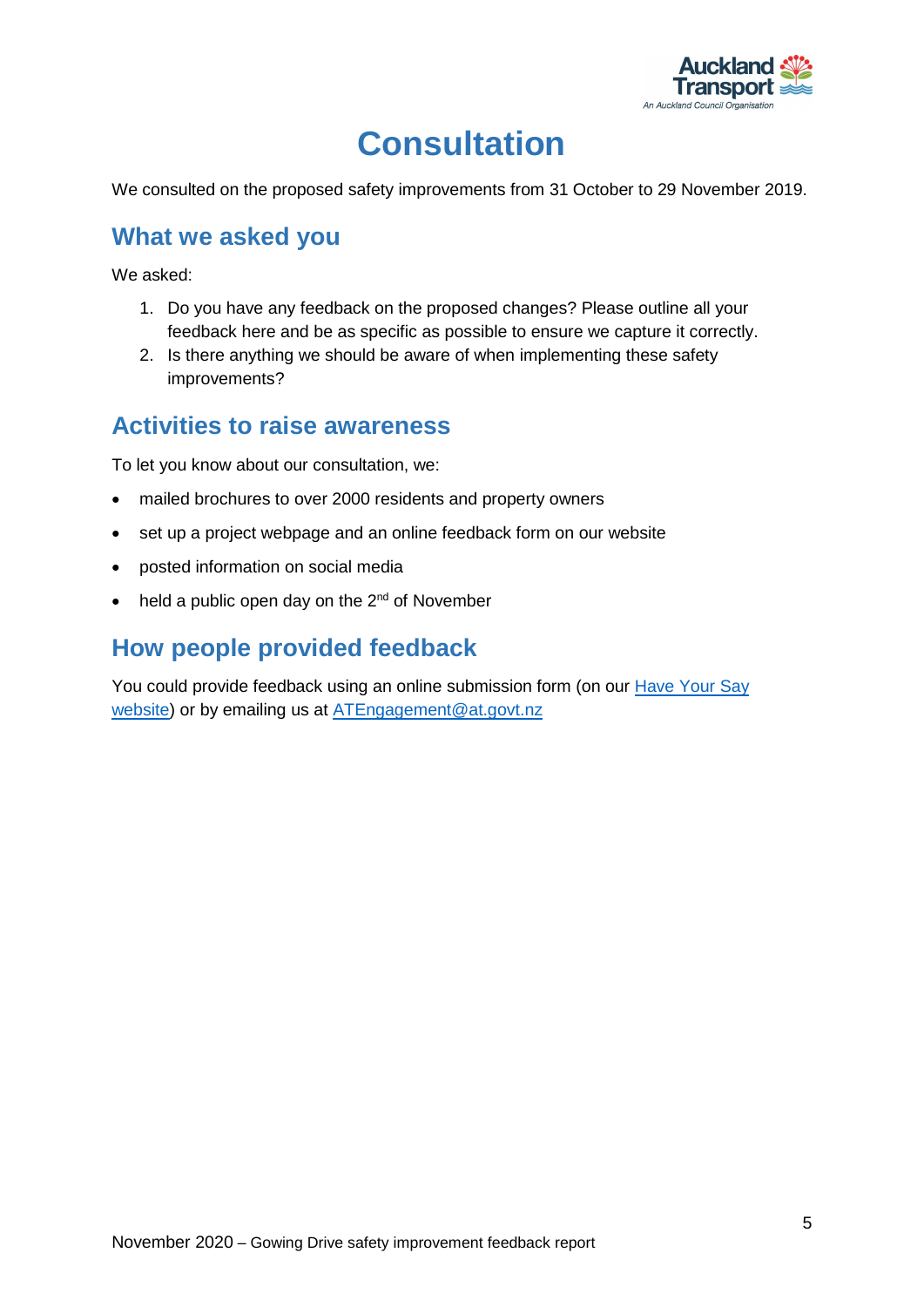# Consultation

We consulted on the proposed safety improvements from 31 October to 29 November 2019.

## What we asked you

We asked:

1. Do you have any feedback on the proposed changes? Please outline all your feedback here and be as specific as possible to ensure we capture it correctly.
2. Is there anything we should be aware of when implementing these safety improvements?

## Activities to raise awareness

To let you know about our consultation, we:

- mailed brochures to over 2000 residents and property owners
- set up a project webpage and an online feedback form on our website
- posted information on social media
- held a public open day on the 2nd of November

## How people provided feedback

You could provide feedback using an online submission form (on our [Have Your Say website](#)) or by emailing us at [ATEngagement@at.govt.nz](mailto:ATEngagement@at.govt.nz)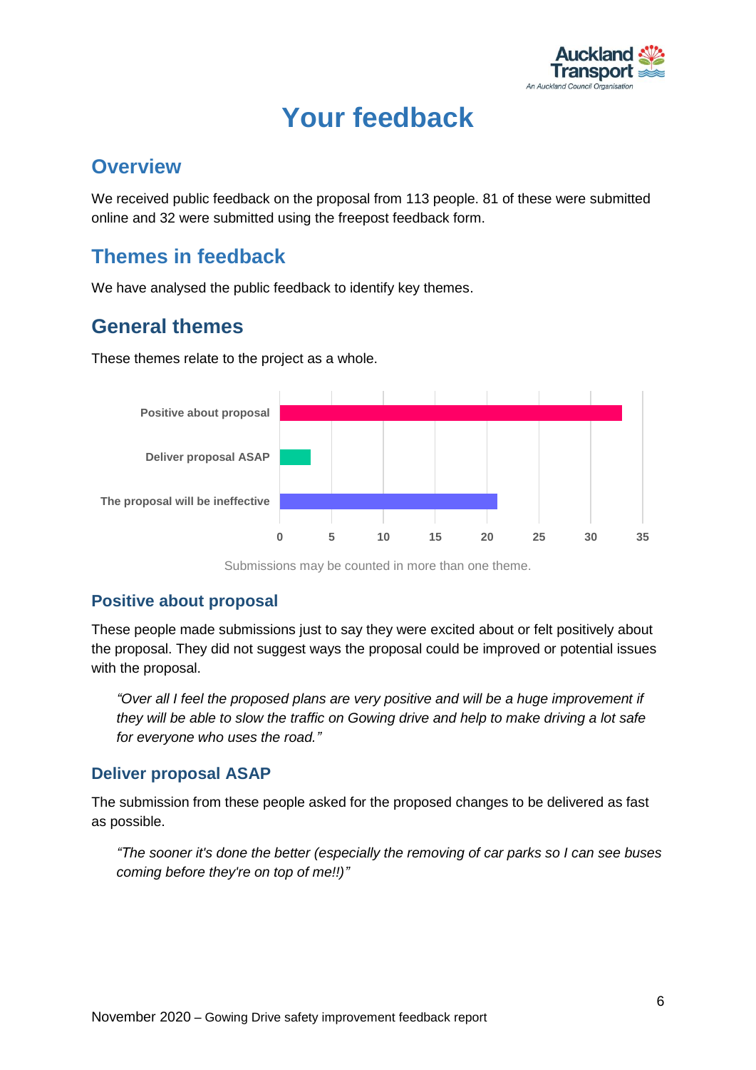# Your feedback

## Overview

We received public feedback on the proposal from 113 people. 81 of these were submitted online and 32 were submitted using the freepost feedback form.

## Themes in feedback

We have analysed the public feedback to identify key themes.

## General themes

These themes relate to the project as a whole.

| Theme | Count |
| --- | --- |
| Positive about proposal | 33 |
| Deliver proposal ASAP | 3 |
| The proposal will be ineffective | 21 |

Submissions may be counted in more than one theme.

### Positive about proposal

These people made submissions just to say they were excited about or felt positively about the proposal. They did not suggest ways the proposal could be improved or potential issues with the proposal.

> *"Over all I feel the proposed plans are very positive and will be a huge improvement if they will be able to slow the traffic on Gowing drive and help to make driving a lot safe for everyone who uses the road."*

### Deliver proposal ASAP

The submission from these people asked for the proposed changes to be delivered as fast as possible.

> *"The sooner it's done the better (especially the removing of car parks so I can see buses coming before they're on top of me!!)"*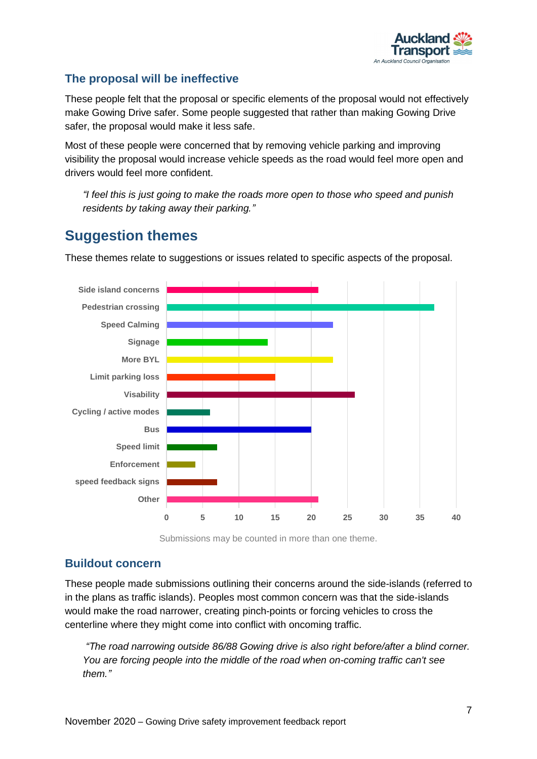### The proposal will be ineffective

These people felt that the proposal or specific elements of the proposal would not effectively make Gowing Drive safer. Some people suggested that rather than making Gowing Drive safer, the proposal would make it less safe.

Most of these people were concerned that by removing vehicle parking and improving visibility the proposal would increase vehicle speeds as the road would feel more open and drivers would feel more confident.

> *"I feel this is just going to make the roads more open to those who speed and punish residents by taking away their parking."*

## Suggestion themes

These themes relate to suggestions or issues related to specific aspects of the proposal.

| Theme | Submissions |
|---|---|
| Side island concerns | 21 |
| Pedestrian crossing | 37 |
| Speed Calming | 23 |
| Signage | 14 |
| More BYL | 23 |
| Limit parking loss | 15 |
| Visability | 26 |
| Cycling / active modes | 6 |
| Bus | 20 |
| Speed limit | 7 |
| Enforcement | 4 |
| speed feedback signs | 7 |
| Other | 21 |

Submissions may be counted in more than one theme.

### Buildout concern

These people made submissions outlining their concerns around the side-islands (referred to in the plans as traffic islands). Peoples most common concern was that the side-islands would make the road narrower, creating pinch-points or forcing vehicles to cross the centerline where they might come into conflict with oncoming traffic.

> *"The road narrowing outside 86/88 Gowing drive is also right before/after a blind corner. You are forcing people into the middle of the road when on-coming traffic can't see them."*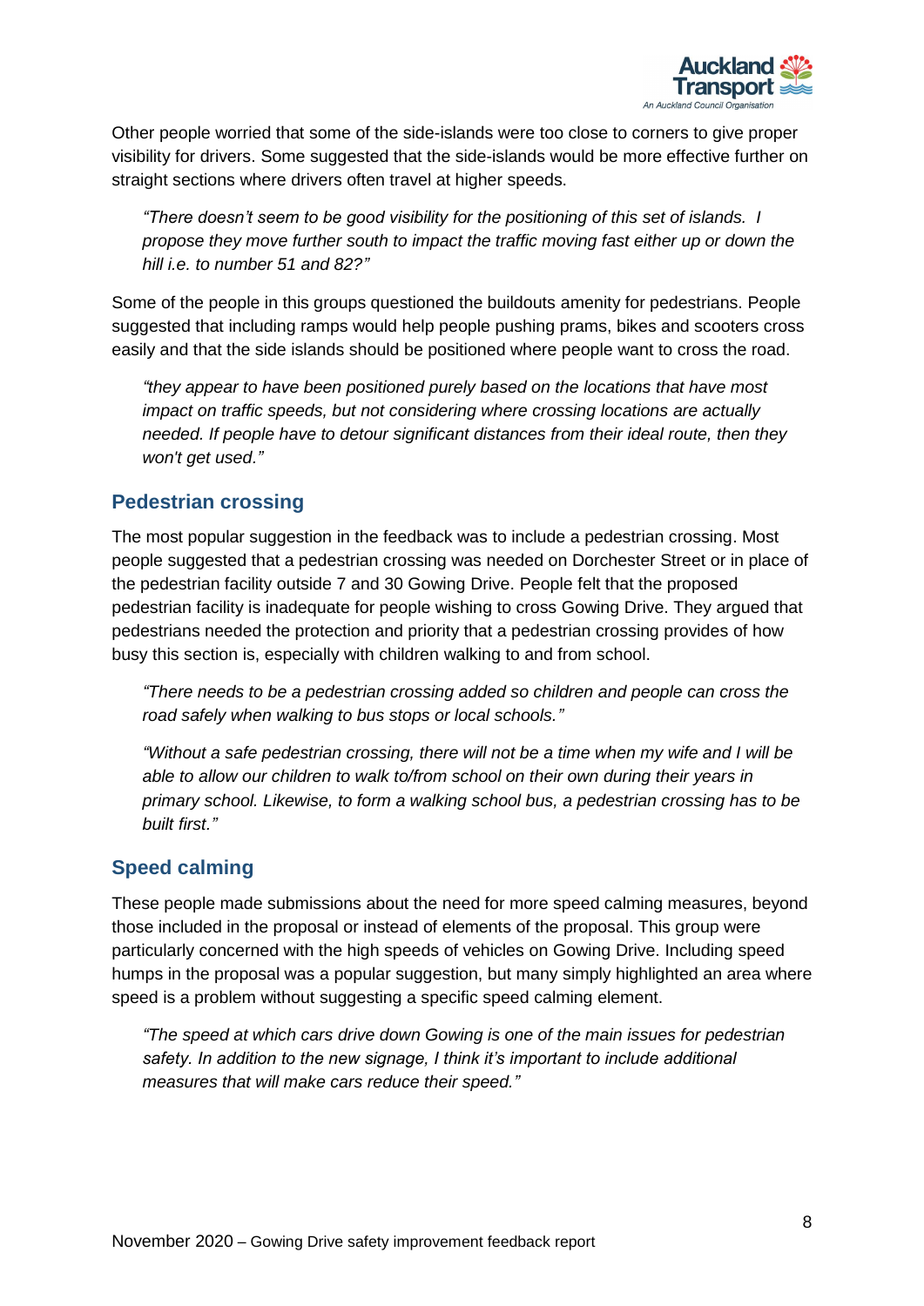Other people worried that some of the side-islands were too close to corners to give proper visibility for drivers. Some suggested that the side-islands would be more effective further on straight sections where drivers often travel at higher speeds.

> *"There doesn't seem to be good visibility for the positioning of this set of islands. I propose they move further south to impact the traffic moving fast either up or down the hill i.e. to number 51 and 82?"*

Some of the people in this groups questioned the buildouts amenity for pedestrians. People suggested that including ramps would help people pushing prams, bikes and scooters cross easily and that the side islands should be positioned where people want to cross the road.

> *"they appear to have been positioned purely based on the locations that have most impact on traffic speeds, but not considering where crossing locations are actually needed. If people have to detour significant distances from their ideal route, then they won't get used."*

## Pedestrian crossing

The most popular suggestion in the feedback was to include a pedestrian crossing. Most people suggested that a pedestrian crossing was needed on Dorchester Street or in place of the pedestrian facility outside 7 and 30 Gowing Drive. People felt that the proposed pedestrian facility is inadequate for people wishing to cross Gowing Drive. They argued that pedestrians needed the protection and priority that a pedestrian crossing provides of how busy this section is, especially with children walking to and from school.

> *"There needs to be a pedestrian crossing added so children and people can cross the road safely when walking to bus stops or local schools."*

> *"Without a safe pedestrian crossing, there will not be a time when my wife and I will be able to allow our children to walk to/from school on their own during their years in primary school. Likewise, to form a walking school bus, a pedestrian crossing has to be built first."*

## Speed calming

These people made submissions about the need for more speed calming measures, beyond those included in the proposal or instead of elements of the proposal. This group were particularly concerned with the high speeds of vehicles on Gowing Drive. Including speed humps in the proposal was a popular suggestion, but many simply highlighted an area where speed is a problem without suggesting a specific speed calming element.

> *"The speed at which cars drive down Gowing is one of the main issues for pedestrian safety. In addition to the new signage, I think it's important to include additional measures that will make cars reduce their speed."*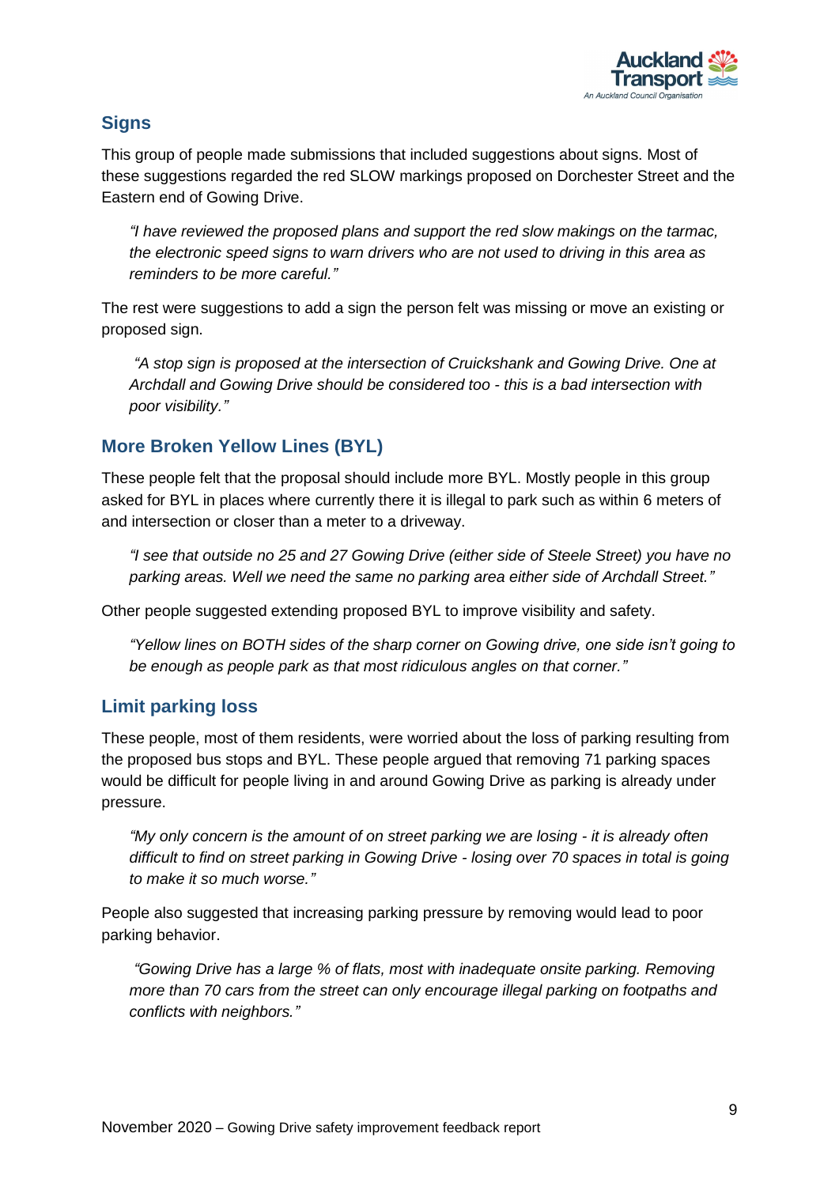## Signs

This group of people made submissions that included suggestions about signs. Most of these suggestions regarded the red SLOW markings proposed on Dorchester Street and the Eastern end of Gowing Drive.

> *"I have reviewed the proposed plans and support the red slow makings on the tarmac, the electronic speed signs to warn drivers who are not used to driving in this area as reminders to be more careful."*

The rest were suggestions to add a sign the person felt was missing or move an existing or proposed sign.

> *"A stop sign is proposed at the intersection of Cruickshank and Gowing Drive. One at Archdall and Gowing Drive should be considered too - this is a bad intersection with poor visibility."*

## More Broken Yellow Lines (BYL)

These people felt that the proposal should include more BYL. Mostly people in this group asked for BYL in places where currently there it is illegal to park such as within 6 meters of and intersection or closer than a meter to a driveway.

> *"I see that outside no 25 and 27 Gowing Drive (either side of Steele Street) you have no parking areas. Well we need the same no parking area either side of Archdall Street."*

Other people suggested extending proposed BYL to improve visibility and safety.

> *"Yellow lines on BOTH sides of the sharp corner on Gowing drive, one side isn't going to be enough as people park as that most ridiculous angles on that corner."*

## Limit parking loss

These people, most of them residents, were worried about the loss of parking resulting from the proposed bus stops and BYL. These people argued that removing 71 parking spaces would be difficult for people living in and around Gowing Drive as parking is already under pressure.

> *"My only concern is the amount of on street parking we are losing - it is already often difficult to find on street parking in Gowing Drive - losing over 70 spaces in total is going to make it so much worse."*

People also suggested that increasing parking pressure by removing would lead to poor parking behavior.

> *"Gowing Drive has a large % of flats, most with inadequate onsite parking. Removing more than 70 cars from the street can only encourage illegal parking on footpaths and conflicts with neighbors."*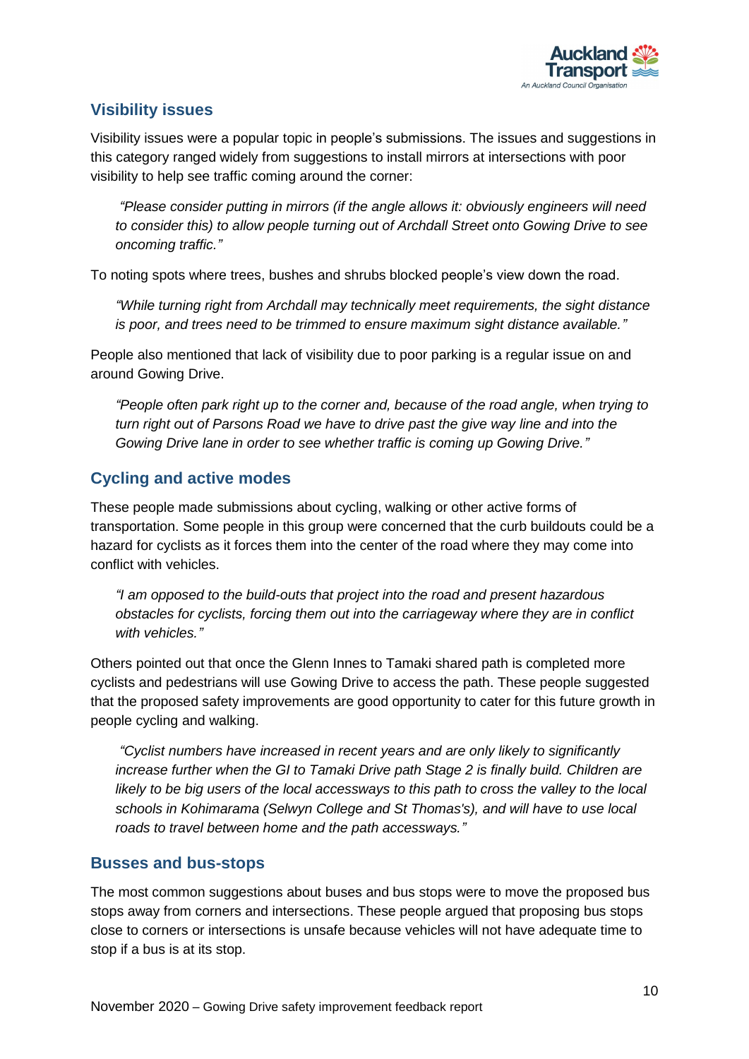## Visibility issues

Visibility issues were a popular topic in people's submissions. The issues and suggestions in this category ranged widely from suggestions to install mirrors at intersections with poor visibility to help see traffic coming around the corner:

> *"Please consider putting in mirrors (if the angle allows it: obviously engineers will need to consider this) to allow people turning out of Archdall Street onto Gowing Drive to see oncoming traffic."*

To noting spots where trees, bushes and shrubs blocked people's view down the road.

> *"While turning right from Archdall may technically meet requirements, the sight distance is poor, and trees need to be trimmed to ensure maximum sight distance available."*

People also mentioned that lack of visibility due to poor parking is a regular issue on and around Gowing Drive.

> *"People often park right up to the corner and, because of the road angle, when trying to turn right out of Parsons Road we have to drive past the give way line and into the Gowing Drive lane in order to see whether traffic is coming up Gowing Drive."*

## Cycling and active modes

These people made submissions about cycling, walking or other active forms of transportation. Some people in this group were concerned that the curb buildouts could be a hazard for cyclists as it forces them into the center of the road where they may come into conflict with vehicles.

> *"I am opposed to the build-outs that project into the road and present hazardous obstacles for cyclists, forcing them out into the carriageway where they are in conflict with vehicles."*

Others pointed out that once the Glenn Innes to Tamaki shared path is completed more cyclists and pedestrians will use Gowing Drive to access the path. These people suggested that the proposed safety improvements are good opportunity to cater for this future growth in people cycling and walking.

> *"Cyclist numbers have increased in recent years and are only likely to significantly increase further when the GI to Tamaki Drive path Stage 2 is finally build. Children are likely to be big users of the local accessways to this path to cross the valley to the local schools in Kohimarama (Selwyn College and St Thomas's), and will have to use local roads to travel between home and the path accessways."*

## Busses and bus-stops

The most common suggestions about buses and bus stops were to move the proposed bus stops away from corners and intersections. These people argued that proposing bus stops close to corners or intersections is unsafe because vehicles will not have adequate time to stop if a bus is at its stop.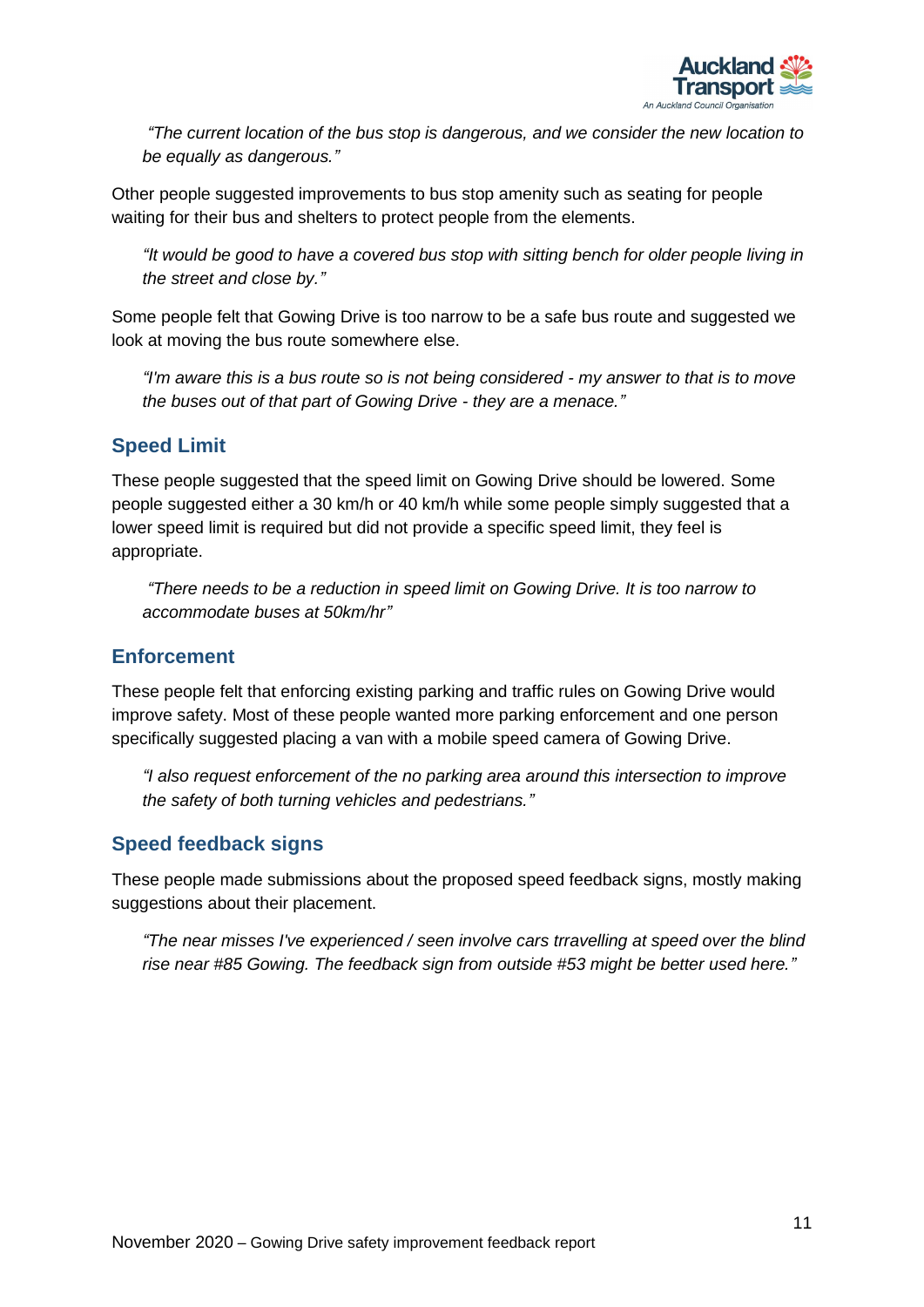*"The current location of the bus stop is dangerous, and we consider the new location to be equally as dangerous."*

Other people suggested improvements to bus stop amenity such as seating for people waiting for their bus and shelters to protect people from the elements.

*"It would be good to have a covered bus stop with sitting bench for older people living in the street and close by."*

Some people felt that Gowing Drive is too narrow to be a safe bus route and suggested we look at moving the bus route somewhere else.

*"I'm aware this is a bus route so is not being considered - my answer to that is to move the buses out of that part of Gowing Drive - they are a menace."*

## Speed Limit

These people suggested that the speed limit on Gowing Drive should be lowered. Some people suggested either a 30 km/h or 40 km/h while some people simply suggested that a lower speed limit is required but did not provide a specific speed limit, they feel is appropriate.

*"There needs to be a reduction in speed limit on Gowing Drive. It is too narrow to accommodate buses at 50km/hr"*

## Enforcement

These people felt that enforcing existing parking and traffic rules on Gowing Drive would improve safety. Most of these people wanted more parking enforcement and one person specifically suggested placing a van with a mobile speed camera of Gowing Drive.

*"I also request enforcement of the no parking area around this intersection to improve the safety of both turning vehicles and pedestrians."*

## Speed feedback signs

These people made submissions about the proposed speed feedback signs, mostly making suggestions about their placement.

*"The near misses I've experienced / seen involve cars trravelling at speed over the blind rise near #85 Gowing. The feedback sign from outside #53 might be better used here."*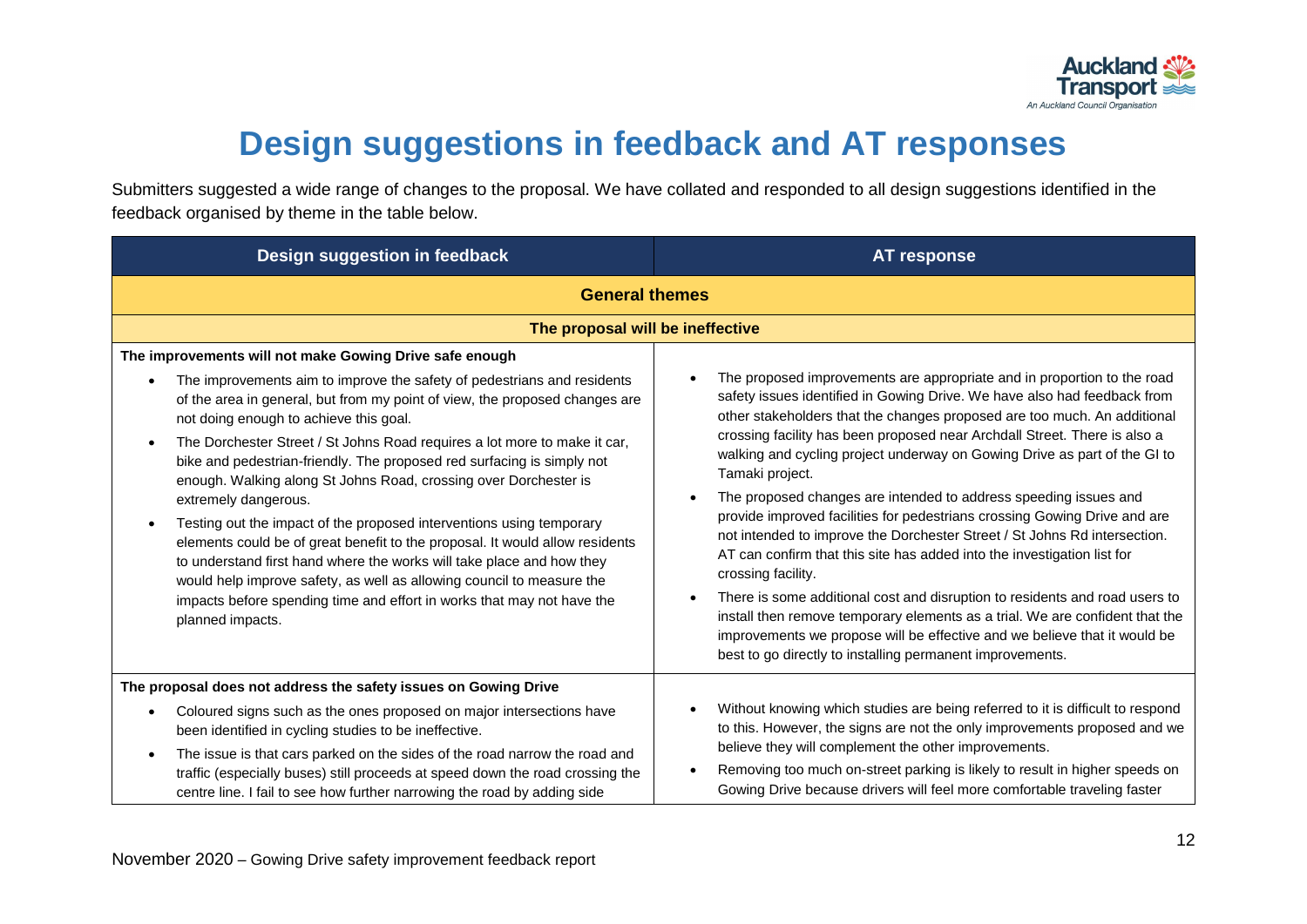# Design suggestions in feedback and AT responses

Submitters suggested a wide range of changes to the proposal. We have collated and responded to all design suggestions identified in the feedback organised by theme in the table below.

| Design suggestion in feedback | AT response |
|---|---|
| **General themes** | |
| **The proposal will be ineffective** | |
| **The improvements will not make Gowing Drive safe enough**<br>• The improvements aim to improve the safety of pedestrians and residents of the area in general, but from my point of view, the proposed changes are not doing enough to achieve this goal.<br>• The Dorchester Street / St Johns Road requires a lot more to make it car, bike and pedestrian-friendly. The proposed red surfacing is simply not enough. Walking along St Johns Road, crossing over Dorchester is extremely dangerous.<br>• Testing out the impact of the proposed interventions using temporary elements could be of great benefit to the proposal. It would allow residents to understand first hand where the works will take place and how they would help improve safety, as well as allowing council to measure the impacts before spending time and effort in works that may not have the planned impacts. | • The proposed improvements are appropriate and in proportion to the road safety issues identified in Gowing Drive. We have also had feedback from other stakeholders that the changes proposed are too much. An additional crossing facility has been proposed near Archdall Street. There is also a walking and cycling project underway on Gowing Drive as part of the GI to Tamaki project.<br>• The proposed changes are intended to address speeding issues and provide improved facilities for pedestrians crossing Gowing Drive and are not intended to improve the Dorchester Street / St Johns Rd intersection. AT can confirm that this site has added into the investigation list for crossing facility.<br>• There is some additional cost and disruption to residents and road users to install then remove temporary elements as a trial. We are confident that the improvements we propose will be effective and we believe that it would be best to go directly to installing permanent improvements. |
| **The proposal does not address the safety issues on Gowing Drive**<br>• Coloured signs such as the ones proposed on major intersections have been identified in cycling studies to be ineffective.<br>• The issue is that cars parked on the sides of the road narrow the road and traffic (especially buses) still proceeds at speed down the road crossing the centre line. I fail to see how further narrowing the road by adding side | • Without knowing which studies are being referred to it is difficult to respond to this. However, the signs are not the only improvements proposed and we believe they will complement the other improvements.<br>• Removing too much on-street parking is likely to result in higher speeds on Gowing Drive because drivers will feel more comfortable traveling faster |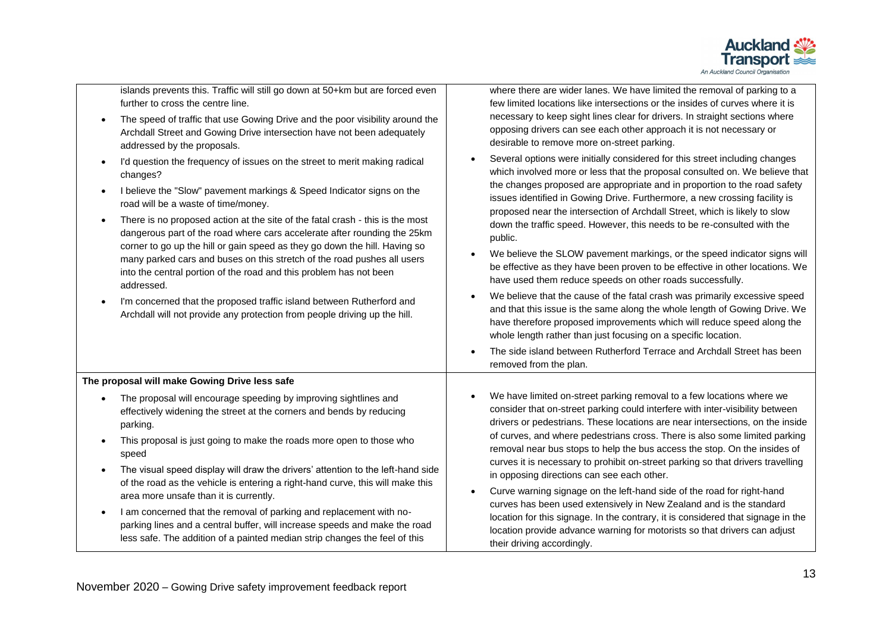| | |
|---|---|
| islands prevents this. Traffic will still go down at 50+km but are forced even further to cross the centre line.<br>• The speed of traffic that use Gowing Drive and the poor visibility around the Archdall Street and Gowing Drive intersection have not been adequately addressed by the proposals.<br>• I'd question the frequency of issues on the street to merit making radical changes?<br>• I believe the "Slow" pavement markings & Speed Indicator signs on the road will be a waste of time/money.<br>• There is no proposed action at the site of the fatal crash - this is the most dangerous part of the road where cars accelerate after rounding the 25km corner to go up the hill or gain speed as they go down the hill. Having so many parked cars and buses on this stretch of the road pushes all users into the central portion of the road and this problem has not been addressed.<br>• I'm concerned that the proposed traffic island between Rutherford and Archdall will not provide any protection from people driving up the hill. | where there are wider lanes. We have limited the removal of parking to a few limited locations like intersections or the insides of curves where it is necessary to keep sight lines clear for drivers. In straight sections where opposing drivers can see each other approach it is not necessary or desirable to remove more on-street parking.<br>• Several options were initially considered for this street including changes which involved more or less that the proposal consulted on. We believe that the changes proposed are appropriate and in proportion to the road safety issues identified in Gowing Drive. Furthermore, a new crossing facility is proposed near the intersection of Archdall Street, which is likely to slow down the traffic speed. However, this needs to be re-consulted with the public.<br>• We believe the SLOW pavement markings, or the speed indicator signs will be effective as they have been proven to be effective in other locations. We have used them reduce speeds on other roads successfully.<br>• We believe that the cause of the fatal crash was primarily excessive speed and that this issue is the same along the whole length of Gowing Drive. We have therefore proposed improvements which will reduce speed along the whole length rather than just focusing on a specific location.<br>• The side island between Rutherford Terrace and Archdall Street has been removed from the plan. |
| **The proposal will make Gowing Drive less safe**<br>• The proposal will encourage speeding by improving sightlines and effectively widening the street at the corners and bends by reducing parking.<br>• This proposal is just going to make the roads more open to those who speed<br>• The visual speed display will draw the drivers' attention to the left-hand side of the road as the vehicle is entering a right-hand curve, this will make this area more unsafe than it is currently.<br>• I am concerned that the removal of parking and replacement with no-parking lines and a central buffer, will increase speeds and make the road less safe. The addition of a painted median strip changes the feel of this | • We have limited on-street parking removal to a few locations where we consider that on-street parking could interfere with inter-visibility between drivers or pedestrians. These locations are near intersections, on the inside of curves, and where pedestrians cross. There is also some limited parking removal near bus stops to help the bus access the stop. On the insides of curves it is necessary to prohibit on-street parking so that drivers travelling in opposing directions can see each other.<br>• Curve warning signage on the left-hand side of the road for right-hand curves has been used extensively in New Zealand and is the standard location for this signage. In the contrary, it is considered that signage in the location provide advance warning for motorists so that drivers can adjust their driving accordingly. |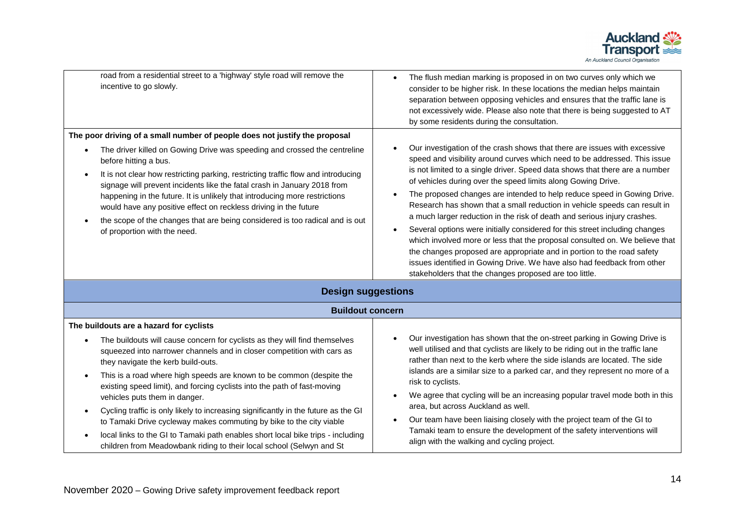| | |
|---|---|
| road from a residential street to a 'highway' style road will remove the incentive to go slowly. | • The flush median marking is proposed in on two curves only which we consider to be higher risk. In these locations the median helps maintain separation between opposing vehicles and ensures that the traffic lane is not excessively wide. Please also note that there is being suggested to AT by some residents during the consultation. |
| **The poor driving of a small number of people does not justify the proposal**<br>• The driver killed on Gowing Drive was speeding and crossed the centreline before hitting a bus.<br>• It is not clear how restricting parking, restricting traffic flow and introducing signage will prevent incidents like the fatal crash in January 2018 from happening in the future. It is unlikely that introducing more restrictions would have any positive effect on reckless driving in the future<br>• the scope of the changes that are being considered is too radical and is out of proportion with the need. | • Our investigation of the crash shows that there are issues with excessive speed and visibility around curves which need to be addressed. This issue is not limited to a single driver. Speed data shows that there are a number of vehicles during over the speed limits along Gowing Drive.<br>• The proposed changes are intended to help reduce speed in Gowing Drive. Research has shown that a small reduction in vehicle speeds can result in a much larger reduction in the risk of death and serious injury crashes.<br>• Several options were initially considered for this street including changes which involved more or less that the proposal consulted on. We believe that the changes proposed are appropriate and in portion to the road safety issues identified in Gowing Drive. We have also had feedback from other stakeholders that the changes proposed are too little. |
| **Design suggestions** | |
| **Buildout concern** | |
| **The buildouts are a hazard for cyclists**<br>• The buildouts will cause concern for cyclists as they will find themselves squeezed into narrower channels and in closer competition with cars as they navigate the kerb build-outs.<br>• This is a road where high speeds are known to be common (despite the existing speed limit), and forcing cyclists into the path of fast-moving vehicles puts them in danger.<br>• Cycling traffic is only likely to increasing significantly in the future as the GI to Tamaki Drive cycleway makes commuting by bike to the city viable<br>• local links to the GI to Tamaki path enables short local bike trips - including children from Meadowbank riding to their local school (Selwyn and St | • Our investigation has shown that the on-street parking in Gowing Drive is well utilised and that cyclists are likely to be riding out in the traffic lane rather than next to the kerb where the side islands are located. The side islands are a similar size to a parked car, and they represent no more of a risk to cyclists.<br>• We agree that cycling will be an increasing popular travel mode both in this area, but across Auckland as well.<br>• Our team have been liaising closely with the project team of the GI to Tamaki team to ensure the development of the safety interventions will align with the walking and cycling project. |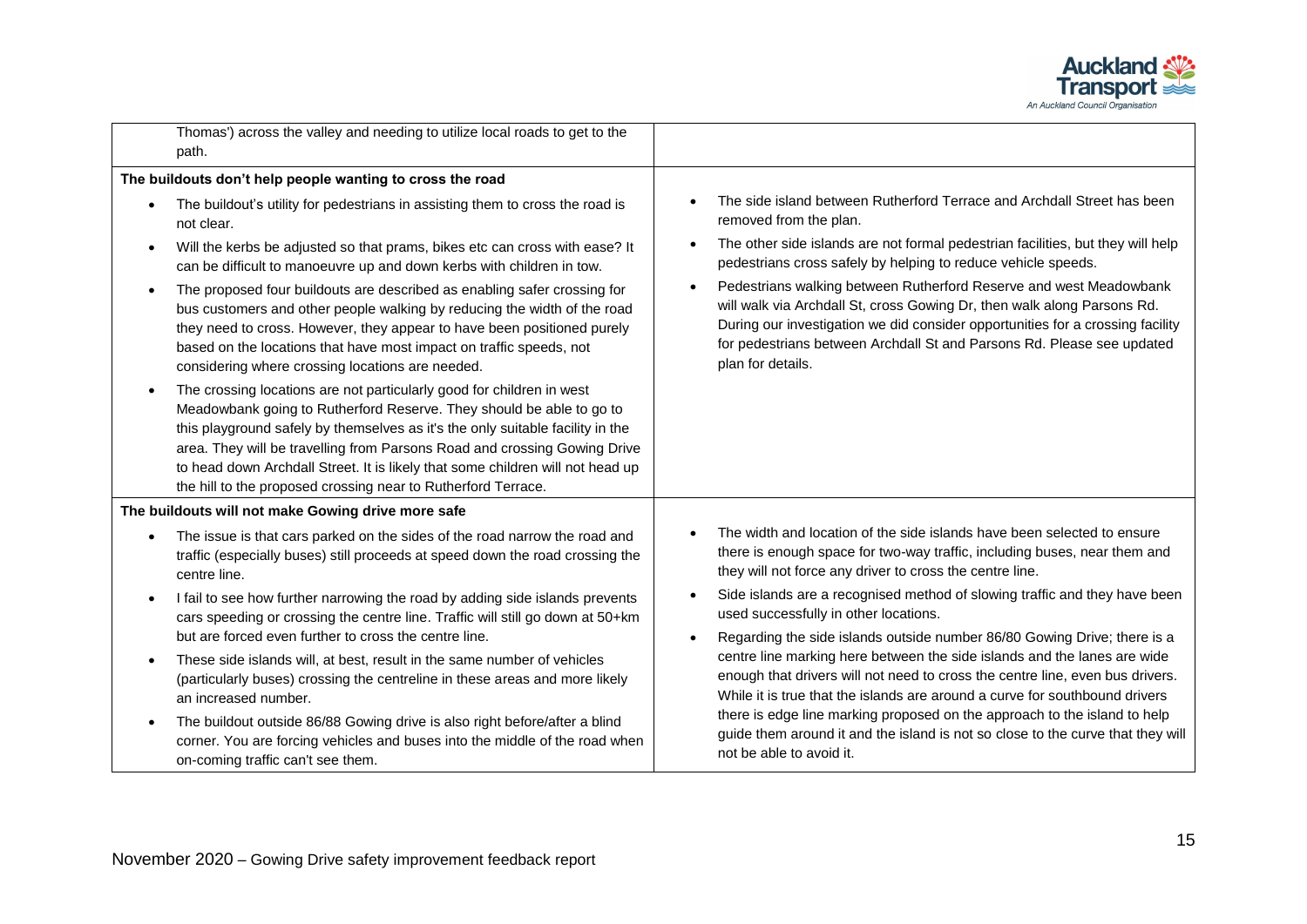| | |
|---|---|
| Thomas') across the valley and needing to utilize local roads to get to the path. | |
| **The buildouts don't help people wanting to cross the road**<br><br>• The buildout's utility for pedestrians in assisting them to cross the road is not clear.<br>• Will the kerbs be adjusted so that prams, bikes etc can cross with ease? It can be difficult to manoeuvre up and down kerbs with children in tow.<br>• The proposed four buildouts are described as enabling safer crossing for bus customers and other people walking by reducing the width of the road they need to cross. However, they appear to have been positioned purely based on the locations that have most impact on traffic speeds, not considering where crossing locations are needed.<br>• The crossing locations are not particularly good for children in west Meadowbank going to Rutherford Reserve. They should be able to go to this playground safely by themselves as it's the only suitable facility in the area. They will be travelling from Parsons Road and crossing Gowing Drive to head down Archdall Street. It is likely that some children will not head up the hill to the proposed crossing near to Rutherford Terrace. | • The side island between Rutherford Terrace and Archdall Street has been removed from the plan.<br>• The other side islands are not formal pedestrian facilities, but they will help pedestrians cross safely by helping to reduce vehicle speeds.<br>• Pedestrians walking between Rutherford Reserve and west Meadowbank will walk via Archdall St, cross Gowing Dr, then walk along Parsons Rd. During our investigation we did consider opportunities for a crossing facility for pedestrians between Archdall St and Parsons Rd. Please see updated plan for details. |
| **The buildouts will not make Gowing drive more safe**<br><br>• The issue is that cars parked on the sides of the road narrow the road and traffic (especially buses) still proceeds at speed down the road crossing the centre line.<br>• I fail to see how further narrowing the road by adding side islands prevents cars speeding or crossing the centre line. Traffic will still go down at 50+km but are forced even further to cross the centre line.<br>• These side islands will, at best, result in the same number of vehicles (particularly buses) crossing the centreline in these areas and more likely an increased number.<br>• The buildout outside 86/88 Gowing drive is also right before/after a blind corner. You are forcing vehicles and buses into the middle of the road when on-coming traffic can't see them. | • The width and location of the side islands have been selected to ensure there is enough space for two-way traffic, including buses, near them and they will not force any driver to cross the centre line.<br>• Side islands are a recognised method of slowing traffic and they have been used successfully in other locations.<br>• Regarding the side islands outside number 86/80 Gowing Drive; there is a centre line marking here between the side islands and the lanes are wide enough that drivers will not need to cross the centre line, even bus drivers. While it is true that the islands are around a curve for southbound drivers there is edge line marking proposed on the approach to the island to help guide them around it and the island is not so close to the curve that they will not be able to avoid it. |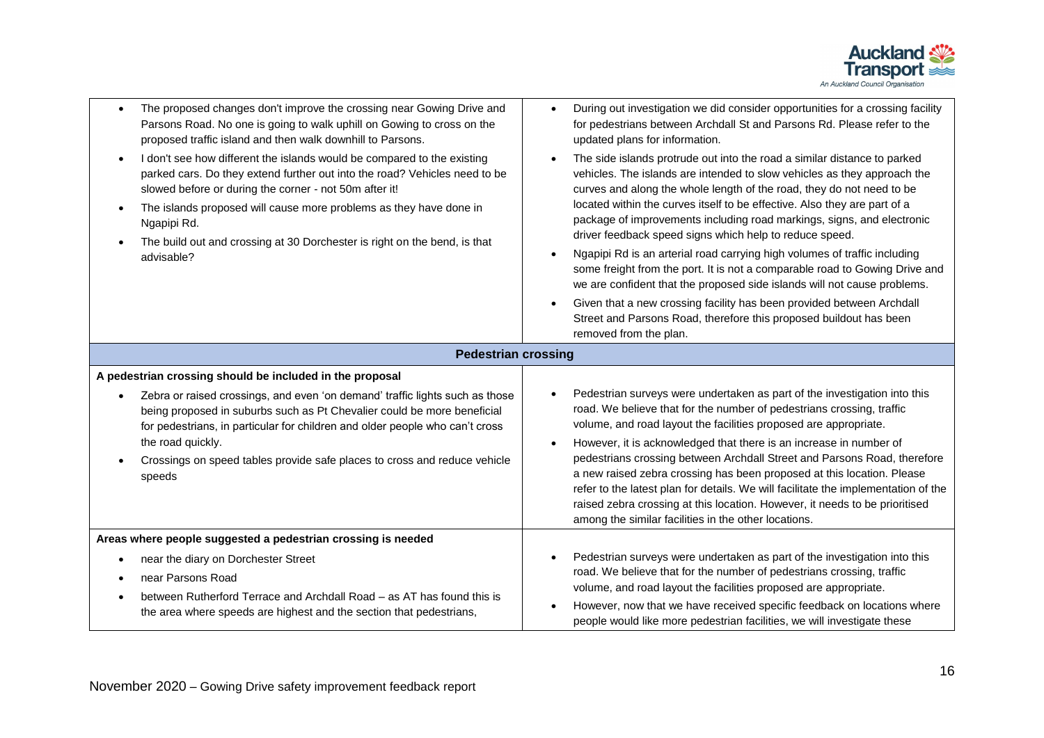| | |
|---|---|
| • The proposed changes don't improve the crossing near Gowing Drive and Parsons Road. No one is going to walk uphill on Gowing to cross on the proposed traffic island and then walk downhill to Parsons.<br>• I don't see how different the islands would be compared to the existing parked cars. Do they extend further out into the road? Vehicles need to be slowed before or during the corner - not 50m after it!<br>• The islands proposed will cause more problems as they have done in Ngapipi Rd.<br>• The build out and crossing at 30 Dorchester is right on the bend, is that advisable? | • During out investigation we did consider opportunities for a crossing facility for pedestrians between Archdall St and Parsons Rd. Please refer to the updated plans for information.<br>• The side islands protrude out into the road a similar distance to parked vehicles. The islands are intended to slow vehicles as they approach the curves and along the whole length of the road, they do not need to be located within the curves itself to be effective. Also they are part of a package of improvements including road markings, signs, and electronic driver feedback speed signs which help to reduce speed.<br>• Ngapipi Rd is an arterial road carrying high volumes of traffic including some freight from the port. It is not a comparable road to Gowing Drive and we are confident that the proposed side islands will not cause problems.<br>• Given that a new crossing facility has been provided between Archdall Street and Parsons Road, therefore this proposed buildout has been removed from the plan. |
| **Pedestrian crossing** | |
| **A pedestrian crossing should be included in the proposal**<br>• Zebra or raised crossings, and even 'on demand' traffic lights such as those being proposed in suburbs such as Pt Chevalier could be more beneficial for pedestrians, in particular for children and older people who can't cross the road quickly.<br>• Crossings on speed tables provide safe places to cross and reduce vehicle speeds | • Pedestrian surveys were undertaken as part of the investigation into this road. We believe that for the number of pedestrians crossing, traffic volume, and road layout the facilities proposed are appropriate.<br>• However, it is acknowledged that there is an increase in number of pedestrians crossing between Archdall Street and Parsons Road, therefore a new raised zebra crossing has been proposed at this location. Please refer to the latest plan for details. We will facilitate the implementation of the raised zebra crossing at this location. However, it needs to be prioritised among the similar facilities in the other locations. |
| **Areas where people suggested a pedestrian crossing is needed**<br>• near the diary on Dorchester Street<br>• near Parsons Road<br>• between Rutherford Terrace and Archdall Road – as AT has found this is the area where speeds are highest and the section that pedestrians, | • Pedestrian surveys were undertaken as part of the investigation into this road. We believe that for the number of pedestrians crossing, traffic volume, and road layout the facilities proposed are appropriate.<br>• However, now that we have received specific feedback on locations where people would like more pedestrian facilities, we will investigate these |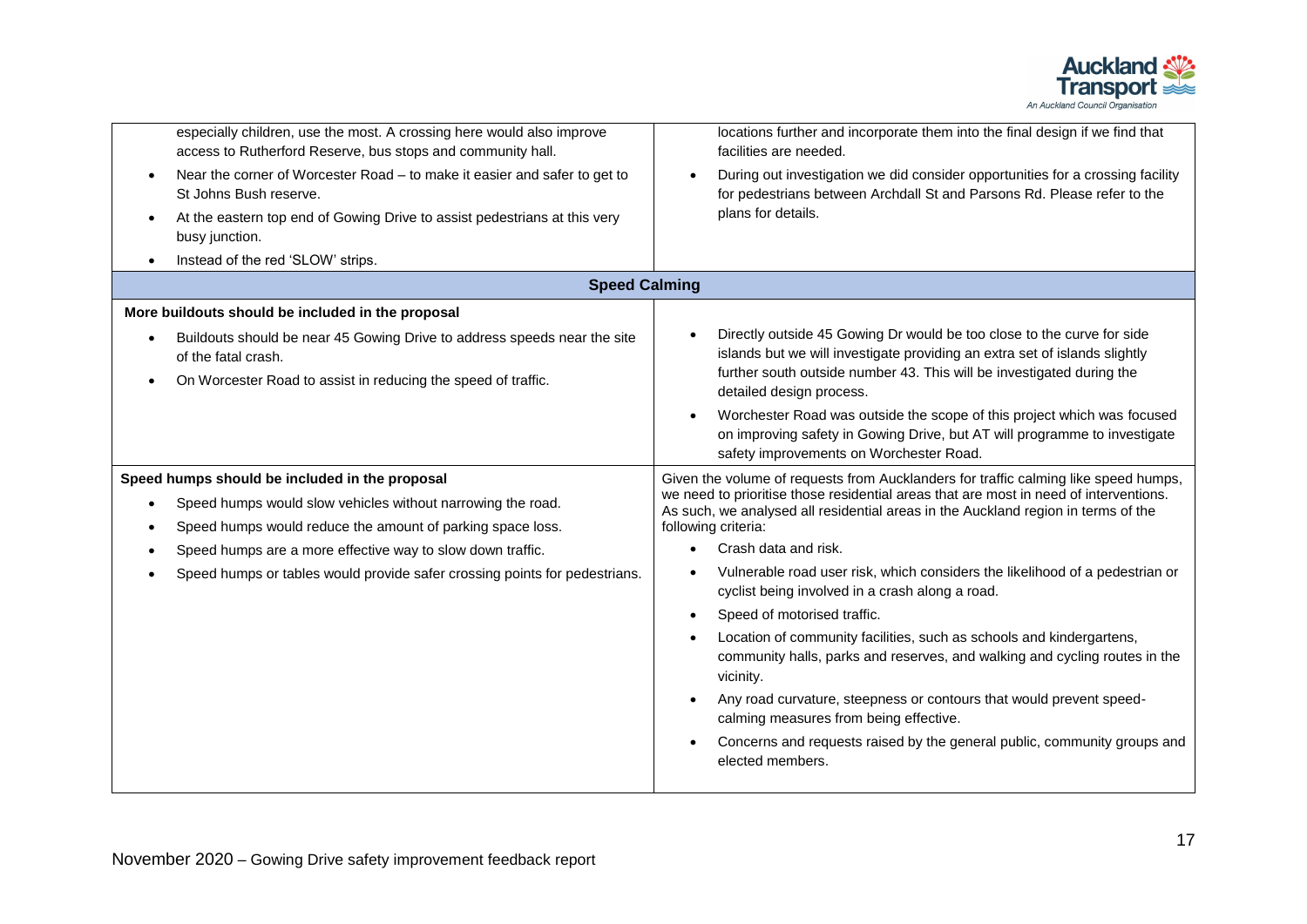| | |
|---|---|
| especially children, use the most. A crossing here would also improve access to Rutherford Reserve, bus stops and community hall.<br>• Near the corner of Worcester Road – to make it easier and safer to get to St Johns Bush reserve.<br>• At the eastern top end of Gowing Drive to assist pedestrians at this very busy junction.<br>• Instead of the red 'SLOW' strips. | locations further and incorporate them into the final design if we find that facilities are needed.<br>• During out investigation we did consider opportunities for a crossing facility for pedestrians between Archdall St and Parsons Rd. Please refer to the plans for details. |
| **Speed Calming** | |
| **More buildouts should be included in the proposal**<br>• Buildouts should be near 45 Gowing Drive to address speeds near the site of the fatal crash.<br>• On Worcester Road to assist in reducing the speed of traffic. | • Directly outside 45 Gowing Dr would be too close to the curve for side islands but we will investigate providing an extra set of islands slightly further south outside number 43. This will be investigated during the detailed design process.<br>• Worchester Road was outside the scope of this project which was focused on improving safety in Gowing Drive, but AT will programme to investigate safety improvements on Worchester Road. |
| **Speed humps should be included in the proposal**<br>• Speed humps would slow vehicles without narrowing the road.<br>• Speed humps would reduce the amount of parking space loss.<br>• Speed humps are a more effective way to slow down traffic.<br>• Speed humps or tables would provide safer crossing points for pedestrians. | Given the volume of requests from Aucklanders for traffic calming like speed humps, we need to prioritise those residential areas that are most in need of interventions. As such, we analysed all residential areas in the Auckland region in terms of the following criteria:<br>• Crash data and risk.<br>• Vulnerable road user risk, which considers the likelihood of a pedestrian or cyclist being involved in a crash along a road.<br>• Speed of motorised traffic.<br>• Location of community facilities, such as schools and kindergartens, community halls, parks and reserves, and walking and cycling routes in the vicinity.<br>• Any road curvature, steepness or contours that would prevent speed-calming measures from being effective.<br>• Concerns and requests raised by the general public, community groups and elected members. |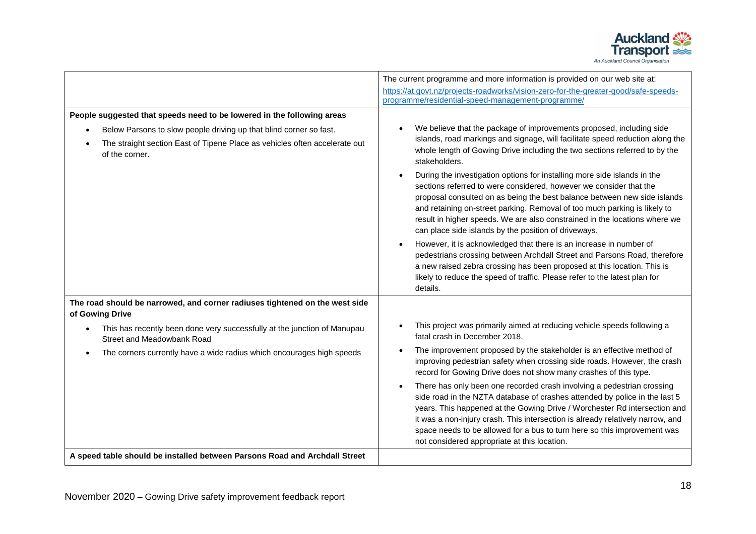| | |
|---|---|
| | The current programme and more information is provided on our web site at: [https://at.govt.nz/projects-roadworks/vision-zero-for-the-greater-good/safe-speeds-programme/residential-speed-management-programme/](https://at.govt.nz/projects-roadworks/vision-zero-for-the-greater-good/safe-speeds-programme/residential-speed-management-programme/) |
| **People suggested that speeds need to be lowered in the following areas**<br>• Below Parsons to slow people driving up that blind corner so fast.<br>• The straight section East of Tipene Place as vehicles often accelerate out of the corner. | • We believe that the package of improvements proposed, including side islands, road markings and signage, will facilitate speed reduction along the whole length of Gowing Drive including the two sections referred to by the stakeholders.<br>• During the investigation options for installing more side islands in the sections referred to were considered, however we consider that the proposal consulted on as being the best balance between new side islands and retaining on-street parking. Removal of too much parking is likely to result in higher speeds. We are also constrained in the locations where we can place side islands by the position of driveways.<br>• However, it is acknowledged that there is an increase in number of pedestrians crossing between Archdall Street and Parsons Road, therefore a new raised zebra crossing has been proposed at this location. This is likely to reduce the speed of traffic. Please refer to the latest plan for details. |
| **The road should be narrowed, and corner radiuses tightened on the west side of Gowing Drive**<br>• This has recently been done very successfully at the junction of Manupau Street and Meadowbank Road<br>• The corners currently have a wide radius which encourages high speeds | • This project was primarily aimed at reducing vehicle speeds following a fatal crash in December 2018.<br>• The improvement proposed by the stakeholder is an effective method of improving pedestrian safety when crossing side roads. However, the crash record for Gowing Drive does not show many crashes of this type.<br>• There has only been one recorded crash involving a pedestrian crossing side road in the NZTA database of crashes attended by police in the last 5 years. This happened at the Gowing Drive / Worchester Rd intersection and it was a non-injury crash. This intersection is already relatively narrow, and space needs to be allowed for a bus to turn here so this improvement was not considered appropriate at this location. |
| **A speed table should be installed between Parsons Road and Archdall Street** | |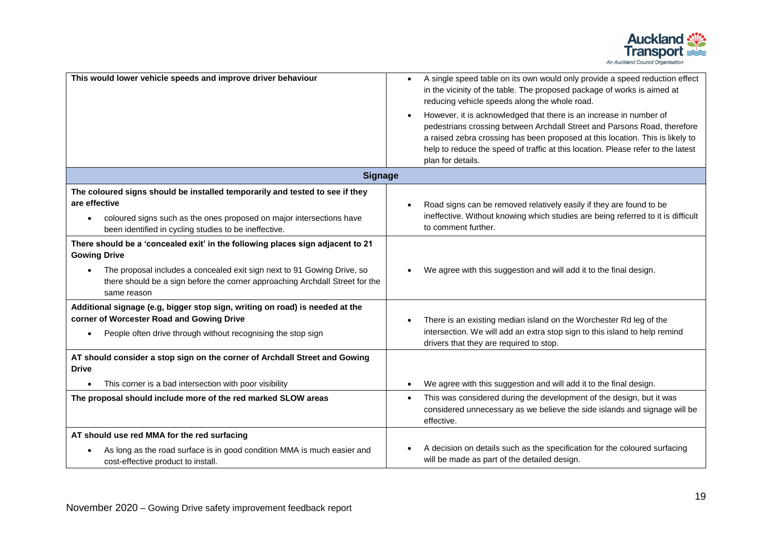| | |
|---|---|
| **This would lower vehicle speeds and improve driver behaviour** | • A single speed table on its own would only provide a speed reduction effect in the vicinity of the table. The proposed package of works is aimed at reducing vehicle speeds along the whole road.<br>• However, it is acknowledged that there is an increase in number of pedestrians crossing between Archdall Street and Parsons Road, therefore a raised zebra crossing has been proposed at this location. This is likely to help to reduce the speed of traffic at this location. Please refer to the latest plan for details. |
| **Signage** | |
| **The coloured signs should be installed temporarily and tested to see if they are effective**<br>• coloured signs such as the ones proposed on major intersections have been identified in cycling studies to be ineffective. | • Road signs can be removed relatively easily if they are found to be ineffective. Without knowing which studies are being referred to it is difficult to comment further. |
| **There should be a 'concealed exit' in the following places sign adjacent to 21 Gowing Drive**<br>• The proposal includes a concealed exit sign next to 91 Gowing Drive, so there should be a sign before the corner approaching Archdall Street for the same reason | • We agree with this suggestion and will add it to the final design. |
| **Additional signage (e.g, bigger stop sign, writing on road) is needed at the corner of Worcester Road and Gowing Drive**<br>• People often drive through without recognising the stop sign | • There is an existing median island on the Worchester Rd leg of the intersection. We will add an extra stop sign to this island to help remind drivers that they are required to stop. |
| **AT should consider a stop sign on the corner of Archdall Street and Gowing Drive**<br>• This corner is a bad intersection with poor visibility | • We agree with this suggestion and will add it to the final design. |
| **The proposal should include more of the red marked SLOW areas** | • This was considered during the development of the design, but it was considered unnecessary as we believe the side islands and signage will be effective. |
| **AT should use red MMA for the red surfacing**<br>• As long as the road surface is in good condition MMA is much easier and cost-effective product to install. | • A decision on details such as the specification for the coloured surfacing will be made as part of the detailed design. |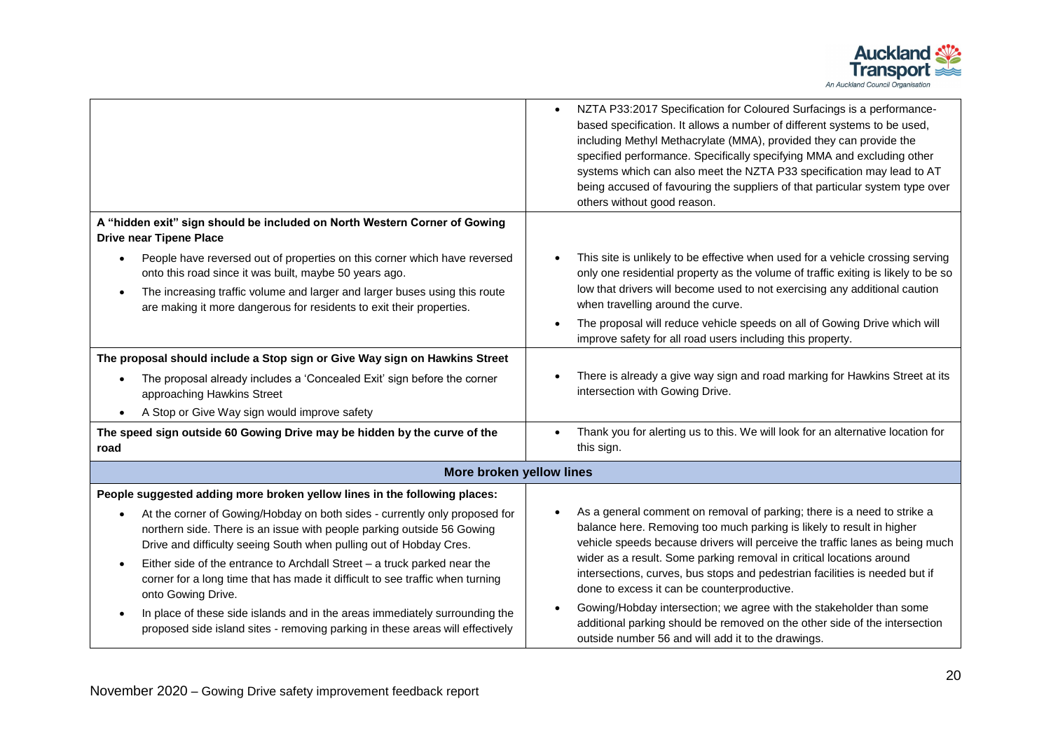| | |
|---|---|
| | • NZTA P33:2017 Specification for Coloured Surfacings is a performance-based specification. It allows a number of different systems to be used, including Methyl Methacrylate (MMA), provided they can provide the specified performance. Specifically specifying MMA and excluding other systems which can also meet the NZTA P33 specification may lead to AT being accused of favouring the suppliers of that particular system type over others without good reason. |
| **A "hidden exit" sign should be included on North Western Corner of Gowing Drive near Tipene Place**<br>• People have reversed out of properties on this corner which have reversed onto this road since it was built, maybe 50 years ago.<br>• The increasing traffic volume and larger and larger buses using this route are making it more dangerous for residents to exit their properties. | • This site is unlikely to be effective when used for a vehicle crossing serving only one residential property as the volume of traffic exiting is likely to be so low that drivers will become used to not exercising any additional caution when travelling around the curve.<br>• The proposal will reduce vehicle speeds on all of Gowing Drive which will improve safety for all road users including this property. |
| **The proposal should include a Stop sign or Give Way sign on Hawkins Street**<br>• The proposal already includes a 'Concealed Exit' sign before the corner approaching Hawkins Street<br>• A Stop or Give Way sign would improve safety | • There is already a give way sign and road marking for Hawkins Street at its intersection with Gowing Drive. |
| **The speed sign outside 60 Gowing Drive may be hidden by the curve of the road** | • Thank you for alerting us to this. We will look for an alternative location for this sign. |
| **More broken yellow lines** | |
| **People suggested adding more broken yellow lines in the following places:**<br>• At the corner of Gowing/Hobday on both sides - currently only proposed for northern side. There is an issue with people parking outside 56 Gowing Drive and difficulty seeing South when pulling out of Hobday Cres.<br>• Either side of the entrance to Archdall Street – a truck parked near the corner for a long time that has made it difficult to see traffic when turning onto Gowing Drive.<br>• In place of these side islands and in the areas immediately surrounding the proposed side island sites - removing parking in these areas will effectively | • As a general comment on removal of parking; there is a need to strike a balance here. Removing too much parking is likely to result in higher vehicle speeds because drivers will perceive the traffic lanes as being much wider as a result. Some parking removal in critical locations around intersections, curves, bus stops and pedestrian facilities is needed but if done to excess it can be counterproductive.<br>• Gowing/Hobday intersection; we agree with the stakeholder than some additional parking should be removed on the other side of the intersection outside number 56 and will add it to the drawings. |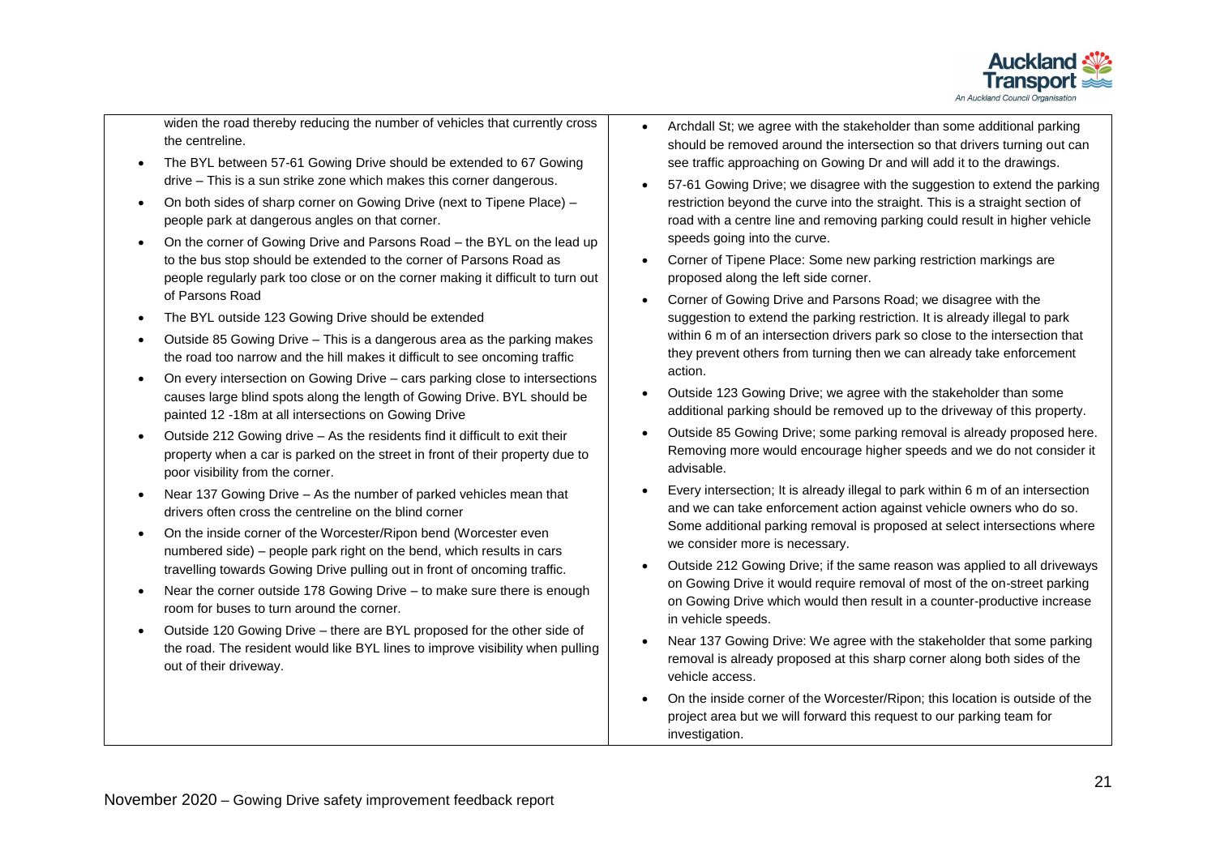| | |
|---|---|
| widen the road thereby reducing the number of vehicles that currently cross the centreline.<br>• The BYL between 57-61 Gowing Drive should be extended to 67 Gowing drive – This is a sun strike zone which makes this corner dangerous.<br>• On both sides of sharp corner on Gowing Drive (next to Tipene Place) – people park at dangerous angles on that corner.<br>• On the corner of Gowing Drive and Parsons Road – the BYL on the lead up to the bus stop should be extended to the corner of Parsons Road as people regularly park too close or on the corner making it difficult to turn out of Parsons Road<br>• The BYL outside 123 Gowing Drive should be extended<br>• Outside 85 Gowing Drive – This is a dangerous area as the parking makes the road too narrow and the hill makes it difficult to see oncoming traffic<br>• On every intersection on Gowing Drive – cars parking close to intersections causes large blind spots along the length of Gowing Drive. BYL should be painted 12 -18m at all intersections on Gowing Drive<br>• Outside 212 Gowing drive – As the residents find it difficult to exit their property when a car is parked on the street in front of their property due to poor visibility from the corner.<br>• Near 137 Gowing Drive – As the number of parked vehicles mean that drivers often cross the centreline on the blind corner<br>• On the inside corner of the Worcester/Ripon bend (Worcester even numbered side) – people park right on the bend, which results in cars travelling towards Gowing Drive pulling out in front of oncoming traffic.<br>• Near the corner outside 178 Gowing Drive – to make sure there is enough room for buses to turn around the corner.<br>• Outside 120 Gowing Drive – there are BYL proposed for the other side of the road. The resident would like BYL lines to improve visibility when pulling out of their driveway. | • Archdall St; we agree with the stakeholder than some additional parking should be removed around the intersection so that drivers turning out can see traffic approaching on Gowing Dr and will add it to the drawings.<br>• 57-61 Gowing Drive; we disagree with the suggestion to extend the parking restriction beyond the curve into the straight. This is a straight section of road with a centre line and removing parking could result in higher vehicle speeds going into the curve.<br>• Corner of Tipene Place: Some new parking restriction markings are proposed along the left side corner.<br>• Corner of Gowing Drive and Parsons Road; we disagree with the suggestion to extend the parking restriction. It is already illegal to park within 6 m of an intersection drivers park so close to the intersection that they prevent others from turning then we can already take enforcement action.<br>• Outside 123 Gowing Drive; we agree with the stakeholder than some additional parking should be removed up to the driveway of this property.<br>• Outside 85 Gowing Drive; some parking removal is already proposed here. Removing more would encourage higher speeds and we do not consider it advisable.<br>• Every intersection; It is already illegal to park within 6 m of an intersection and we can take enforcement action against vehicle owners who do so. Some additional parking removal is proposed at select intersections where we consider more is necessary.<br>• Outside 212 Gowing Drive; if the same reason was applied to all driveways on Gowing Drive it would require removal of most of the on-street parking on Gowing Drive which would then result in a counter-productive increase in vehicle speeds.<br>• Near 137 Gowing Drive: We agree with the stakeholder that some parking removal is already proposed at this sharp corner along both sides of the vehicle access.<br>• On the inside corner of the Worcester/Ripon; this location is outside of the project area but we will forward this request to our parking team for investigation. |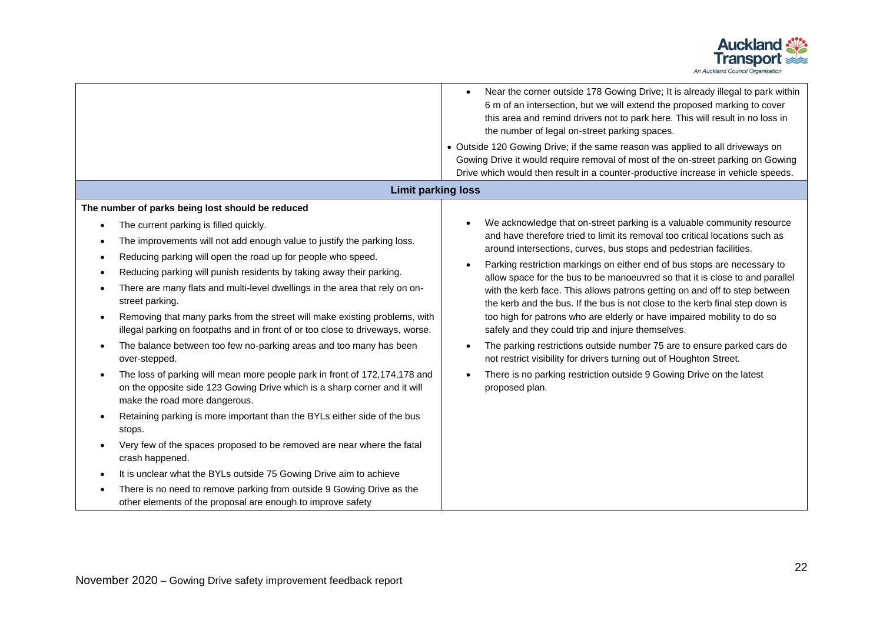| | |
|---|---|
| | • Near the corner outside 178 Gowing Drive; It is already illegal to park within 6 m of an intersection, but we will extend the proposed marking to cover this area and remind drivers not to park here. This will result in no loss in the number of legal on-street parking spaces.<br>• Outside 120 Gowing Drive; if the same reason was applied to all driveways on Gowing Drive it would require removal of most of the on-street parking on Gowing Drive which would then result in a counter-productive increase in vehicle speeds. |
| **Limit parking loss** | |
| **The number of parks being lost should be reduced**<br>• The current parking is filled quickly.<br>• The improvements will not add enough value to justify the parking loss.<br>• Reducing parking will open the road up for people who speed.<br>• Reducing parking will punish residents by taking away their parking.<br>• There are many flats and multi-level dwellings in the area that rely on on-street parking.<br>• Removing that many parks from the street will make existing problems, with illegal parking on footpaths and in front of or too close to driveways, worse.<br>• The balance between too few no-parking areas and too many has been over-stepped.<br>• The loss of parking will mean more people park in front of 172,174,178 and on the opposite side 123 Gowing Drive which is a sharp corner and it will make the road more dangerous.<br>• Retaining parking is more important than the BYLs either side of the bus stops.<br>• Very few of the spaces proposed to be removed are near where the fatal crash happened.<br>• It is unclear what the BYLs outside 75 Gowing Drive aim to achieve<br>• There is no need to remove parking from outside 9 Gowing Drive as the other elements of the proposal are enough to improve safety | • We acknowledge that on-street parking is a valuable community resource and have therefore tried to limit its removal too critical locations such as around intersections, curves, bus stops and pedestrian facilities.<br>• Parking restriction markings on either end of bus stops are necessary to allow space for the bus to be manoeuvred so that it is close to and parallel with the kerb face. This allows patrons getting on and off to step between the kerb and the bus. If the bus is not close to the kerb final step down is too high for patrons who are elderly or have impaired mobility to do so safely and they could trip and injure themselves.<br>• The parking restrictions outside number 75 are to ensure parked cars do not restrict visibility for drivers turning out of Houghton Street.<br>• There is no parking restriction outside 9 Gowing Drive on the latest proposed plan. |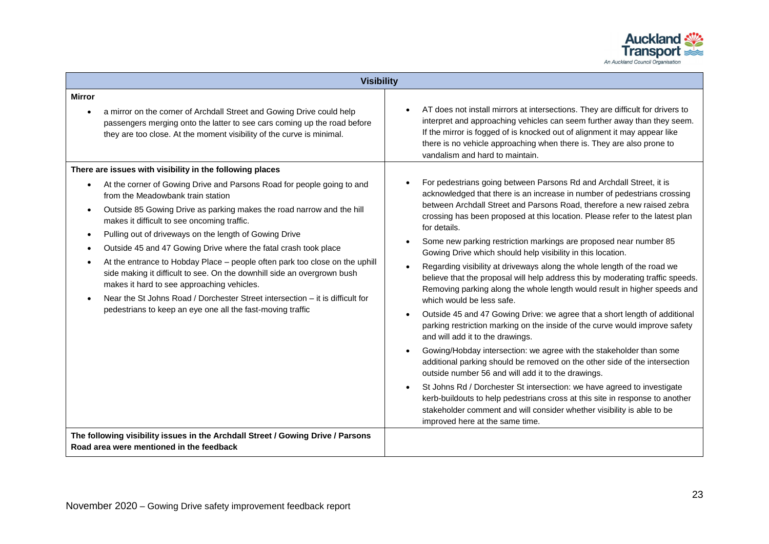| Visibility | |
|---|---|
| **Mirror**<br><br>• a mirror on the corner of Archdall Street and Gowing Drive could help passengers merging onto the latter to see cars coming up the road before they are too close. At the moment visibility of the curve is minimal. | • AT does not install mirrors at intersections. They are difficult for drivers to interpret and approaching vehicles can seem further away than they seem. If the mirror is fogged of is knocked out of alignment it may appear like there is no vehicle approaching when there is. They are also prone to vandalism and hard to maintain. |
| **There are issues with visibility in the following places**<br><br>• At the corner of Gowing Drive and Parsons Road for people going to and from the Meadowbank train station<br>• Outside 85 Gowing Drive as parking makes the road narrow and the hill makes it difficult to see oncoming traffic.<br>• Pulling out of driveways on the length of Gowing Drive<br>• Outside 45 and 47 Gowing Drive where the fatal crash took place<br>• At the entrance to Hobday Place – people often park too close on the uphill side making it difficult to see. On the downhill side an overgrown bush makes it hard to see approaching vehicles.<br>• Near the St Johns Road / Dorchester Street intersection – it is difficult for pedestrians to keep an eye one all the fast-moving traffic | • For pedestrians going between Parsons Rd and Archdall Street, it is acknowledged that there is an increase in number of pedestrians crossing between Archdall Street and Parsons Road, therefore a new raised zebra crossing has been proposed at this location. Please refer to the latest plan for details.<br>• Some new parking restriction markings are proposed near number 85 Gowing Drive which should help visibility in this location.<br>• Regarding visibility at driveways along the whole length of the road we believe that the proposal will help address this by moderating traffic speeds. Removing parking along the whole length would result in higher speeds and which would be less safe.<br>• Outside 45 and 47 Gowing Drive: we agree that a short length of additional parking restriction marking on the inside of the curve would improve safety and will add it to the drawings.<br>• Gowing/Hobday intersection: we agree with the stakeholder than some additional parking should be removed on the other side of the intersection outside number 56 and will add it to the drawings.<br>• St Johns Rd / Dorchester St intersection: we have agreed to investigate kerb-buildouts to help pedestrians cross at this site in response to another stakeholder comment and will consider whether visibility is able to be improved here at the same time. |
| **The following visibility issues in the Archdall Street / Gowing Drive / Parsons Road area were mentioned in the feedback** | |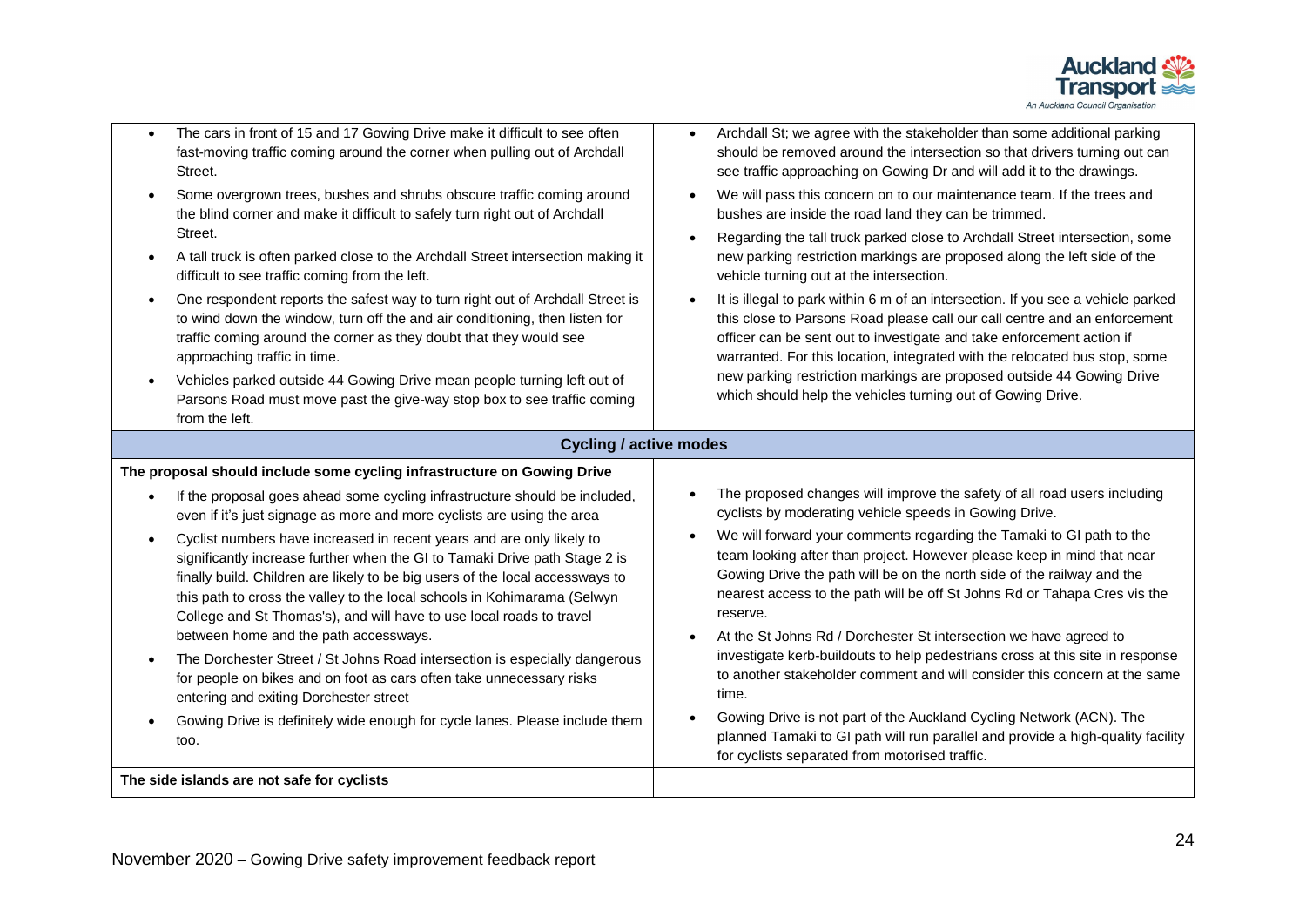| | |
|---|---|
| • The cars in front of 15 and 17 Gowing Drive make it difficult to see often fast-moving traffic coming around the corner when pulling out of Archdall Street.<br>• Some overgrown trees, bushes and shrubs obscure traffic coming around the blind corner and make it difficult to safely turn right out of Archdall Street.<br>• A tall truck is often parked close to the Archdall Street intersection making it difficult to see traffic coming from the left.<br>• One respondent reports the safest way to turn right out of Archdall Street is to wind down the window, turn off the and air conditioning, then listen for traffic coming around the corner as they doubt that they would see approaching traffic in time.<br>• Vehicles parked outside 44 Gowing Drive mean people turning left out of Parsons Road must move past the give-way stop box to see traffic coming from the left. | • Archdall St; we agree with the stakeholder than some additional parking should be removed around the intersection so that drivers turning out can see traffic approaching on Gowing Dr and will add it to the drawings.<br>• We will pass this concern on to our maintenance team. If the trees and bushes are inside the road land they can be trimmed.<br>• Regarding the tall truck parked close to Archdall Street intersection, some new parking restriction markings are proposed along the left side of the vehicle turning out at the intersection.<br>• It is illegal to park within 6 m of an intersection. If you see a vehicle parked this close to Parsons Road please call our call centre and an enforcement officer can be sent out to investigate and take enforcement action if warranted. For this location, integrated with the relocated bus stop, some new parking restriction markings are proposed outside 44 Gowing Drive which should help the vehicles turning out of Gowing Drive. |
| **Cycling / active modes** | |
| **The proposal should include some cycling infrastructure on Gowing Drive**<br>• If the proposal goes ahead some cycling infrastructure should be included, even if it's just signage as more and more cyclists are using the area<br>• Cyclist numbers have increased in recent years and are only likely to significantly increase further when the GI to Tamaki Drive path Stage 2 is finally build. Children are likely to be big users of the local accessways to this path to cross the valley to the local schools in Kohimarama (Selwyn College and St Thomas's), and will have to use local roads to travel between home and the path accessways.<br>• The Dorchester Street / St Johns Road intersection is especially dangerous for people on bikes and on foot as cars often take unnecessary risks entering and exiting Dorchester street<br>• Gowing Drive is definitely wide enough for cycle lanes. Please include them too. | • The proposed changes will improve the safety of all road users including cyclists by moderating vehicle speeds in Gowing Drive.<br>• We will forward your comments regarding the Tamaki to GI path to the team looking after than project. However please keep in mind that near Gowing Drive the path will be on the north side of the railway and the nearest access to the path will be off St Johns Rd or Tahapa Cres vis the reserve.<br>• At the St Johns Rd / Dorchester St intersection we have agreed to investigate kerb-buildouts to help pedestrians cross at this site in response to another stakeholder comment and will consider this concern at the same time.<br>• Gowing Drive is not part of the Auckland Cycling Network (ACN). The planned Tamaki to GI path will run parallel and provide a high-quality facility for cyclists separated from motorised traffic. |
| **The side islands are not safe for cyclists** | |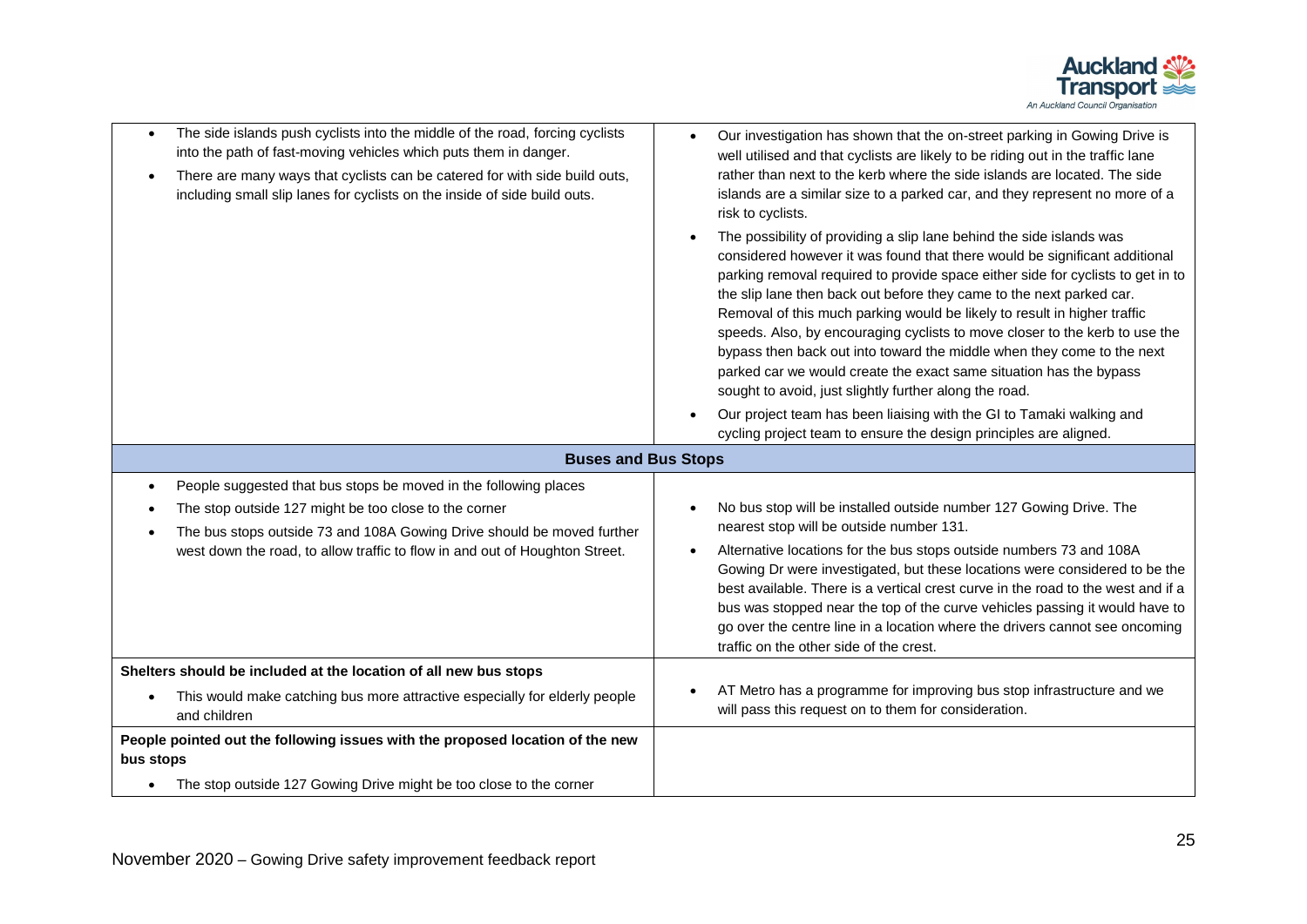| | |
|---|---|
| • The side islands push cyclists into the middle of the road, forcing cyclists into the path of fast-moving vehicles which puts them in danger.<br>• There are many ways that cyclists can be catered for with side build outs, including small slip lanes for cyclists on the inside of side build outs. | • Our investigation has shown that the on-street parking in Gowing Drive is well utilised and that cyclists are likely to be riding out in the traffic lane rather than next to the kerb where the side islands are located. The side islands are a similar size to a parked car, and they represent no more of a risk to cyclists.<br>• The possibility of providing a slip lane behind the side islands was considered however it was found that there would be significant additional parking removal required to provide space either side for cyclists to get in to the slip lane then back out before they came to the next parked car. Removal of this much parking would be likely to result in higher traffic speeds. Also, by encouraging cyclists to move closer to the kerb to use the bypass then back out into toward the middle when they come to the next parked car we would create the exact same situation has the bypass sought to avoid, just slightly further along the road.<br>• Our project team has been liaising with the GI to Tamaki walking and cycling project team to ensure the design principles are aligned. |
| **Buses and Bus Stops** | |
| • People suggested that bus stops be moved in the following places<br>• The stop outside 127 might be too close to the corner<br>• The bus stops outside 73 and 108A Gowing Drive should be moved further west down the road, to allow traffic to flow in and out of Houghton Street. | • No bus stop will be installed outside number 127 Gowing Drive. The nearest stop will be outside number 131.<br>• Alternative locations for the bus stops outside numbers 73 and 108A Gowing Dr were investigated, but these locations were considered to be the best available. There is a vertical crest curve in the road to the west and if a bus was stopped near the top of the curve vehicles passing it would have to go over the centre line in a location where the drivers cannot see oncoming traffic on the other side of the crest. |
| **Shelters should be included at the location of all new bus stops**<br>• This would make catching bus more attractive especially for elderly people and children | • AT Metro has a programme for improving bus stop infrastructure and we will pass this request on to them for consideration. |
| **People pointed out the following issues with the proposed location of the new bus stops**<br>• The stop outside 127 Gowing Drive might be too close to the corner | |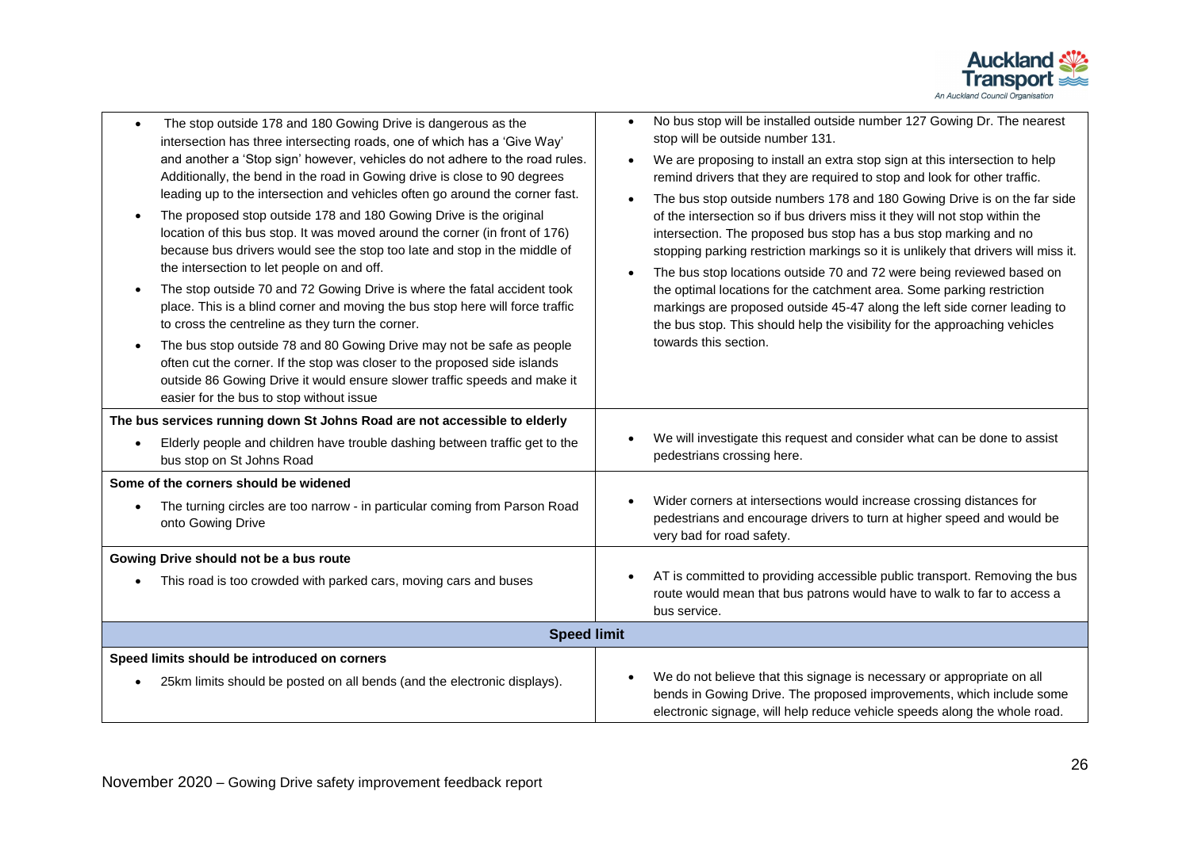| | |
|---|---|
| • The stop outside 178 and 180 Gowing Drive is dangerous as the intersection has three intersecting roads, one of which has a 'Give Way' and another a 'Stop sign' however, vehicles do not adhere to the road rules. Additionally, the bend in the road in Gowing drive is close to 90 degrees leading up to the intersection and vehicles often go around the corner fast.<br>• The proposed stop outside 178 and 180 Gowing Drive is the original location of this bus stop. It was moved around the corner (in front of 176) because bus drivers would see the stop too late and stop in the middle of the intersection to let people on and off.<br>• The stop outside 70 and 72 Gowing Drive is where the fatal accident took place. This is a blind corner and moving the bus stop here will force traffic to cross the centreline as they turn the corner.<br>• The bus stop outside 78 and 80 Gowing Drive may not be safe as people often cut the corner. If the stop was closer to the proposed side islands outside 86 Gowing Drive it would ensure slower traffic speeds and make it easier for the bus to stop without issue | • No bus stop will be installed outside number 127 Gowing Dr. The nearest stop will be outside number 131.<br>• We are proposing to install an extra stop sign at this intersection to help remind drivers that they are required to stop and look for other traffic.<br>• The bus stop outside numbers 178 and 180 Gowing Drive is on the far side of the intersection so if bus drivers miss it they will not stop within the intersection. The proposed bus stop has a bus stop marking and no stopping parking restriction markings so it is unlikely that drivers will miss it.<br>• The bus stop locations outside 70 and 72 were being reviewed based on the optimal locations for the catchment area. Some parking restriction markings are proposed outside 45-47 along the left side corner leading to the bus stop. This should help the visibility for the approaching vehicles towards this section. |
| **The bus services running down St Johns Road are not accessible to elderly**<br>• Elderly people and children have trouble dashing between traffic get to the bus stop on St Johns Road | • We will investigate this request and consider what can be done to assist pedestrians crossing here. |
| **Some of the corners should be widened**<br>• The turning circles are too narrow - in particular coming from Parson Road onto Gowing Drive | • Wider corners at intersections would increase crossing distances for pedestrians and encourage drivers to turn at higher speed and would be very bad for road safety. |
| **Gowing Drive should not be a bus route**<br>• This road is too crowded with parked cars, moving cars and buses | • AT is committed to providing accessible public transport. Removing the bus route would mean that bus patrons would have to walk to far to access a bus service. |
| **Speed limit** | |
| **Speed limits should be introduced on corners**<br>• 25km limits should be posted on all bends (and the electronic displays). | • We do not believe that this signage is necessary or appropriate on all bends in Gowing Drive. The proposed improvements, which include some electronic signage, will help reduce vehicle speeds along the whole road. |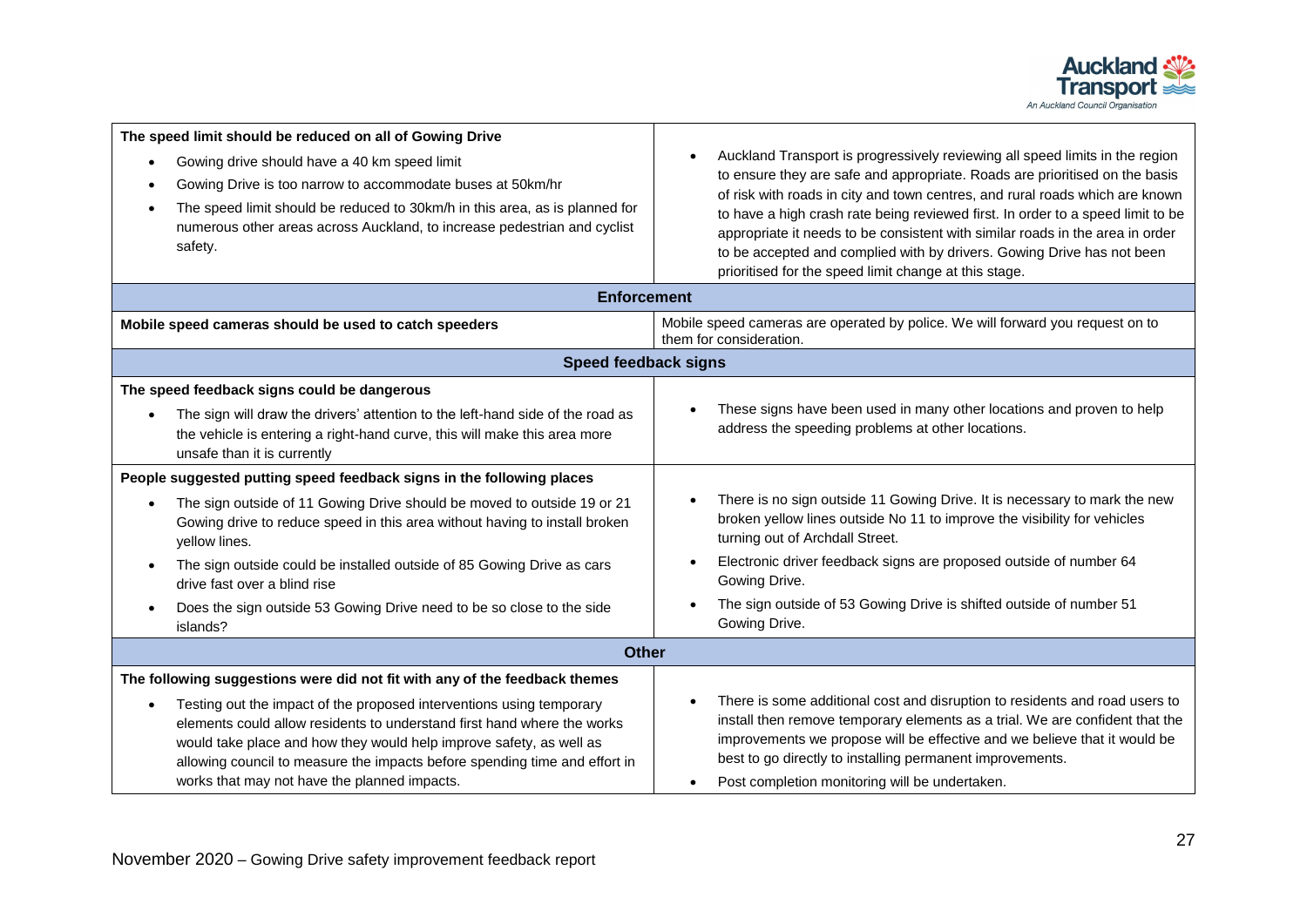| | |
|---|---|
| **The speed limit should be reduced on all of Gowing Drive**<br>• Gowing drive should have a 40 km speed limit<br>• Gowing Drive is too narrow to accommodate buses at 50km/hr<br>• The speed limit should be reduced to 30km/h in this area, as is planned for numerous other areas across Auckland, to increase pedestrian and cyclist safety. | • Auckland Transport is progressively reviewing all speed limits in the region to ensure they are safe and appropriate. Roads are prioritised on the basis of risk with roads in city and town centres, and rural roads which are known to have a high crash rate being reviewed first. In order to a speed limit to be appropriate it needs to be consistent with similar roads in the area in order to be accepted and complied with by drivers. Gowing Drive has not been prioritised for the speed limit change at this stage. |
| **Enforcement** | |
| **Mobile speed cameras should be used to catch speeders** | Mobile speed cameras are operated by police. We will forward you request on to them for consideration. |
| **Speed feedback signs** | |
| **The speed feedback signs could be dangerous**<br>• The sign will draw the drivers' attention to the left-hand side of the road as the vehicle is entering a right-hand curve, this will make this area more unsafe than it is currently | • These signs have been used in many other locations and proven to help address the speeding problems at other locations. |
| **People suggested putting speed feedback signs in the following places**<br>• The sign outside of 11 Gowing Drive should be moved to outside 19 or 21 Gowing drive to reduce speed in this area without having to install broken yellow lines.<br>• The sign outside could be installed outside of 85 Gowing Drive as cars drive fast over a blind rise<br>• Does the sign outside 53 Gowing Drive need to be so close to the side islands? | • There is no sign outside 11 Gowing Drive. It is necessary to mark the new broken yellow lines outside No 11 to improve the visibility for vehicles turning out of Archdall Street.<br>• Electronic driver feedback signs are proposed outside of number 64 Gowing Drive.<br>• The sign outside of 53 Gowing Drive is shifted outside of number 51 Gowing Drive. |
| **Other** | |
| **The following suggestions were did not fit with any of the feedback themes**<br>• Testing out the impact of the proposed interventions using temporary elements could allow residents to understand first hand where the works would take place and how they would help improve safety, as well as allowing council to measure the impacts before spending time and effort in works that may not have the planned impacts. | • There is some additional cost and disruption to residents and road users to install then remove temporary elements as a trial. We are confident that the improvements we propose will be effective and we believe that it would be best to go directly to installing permanent improvements.<br>• Post completion monitoring will be undertaken. |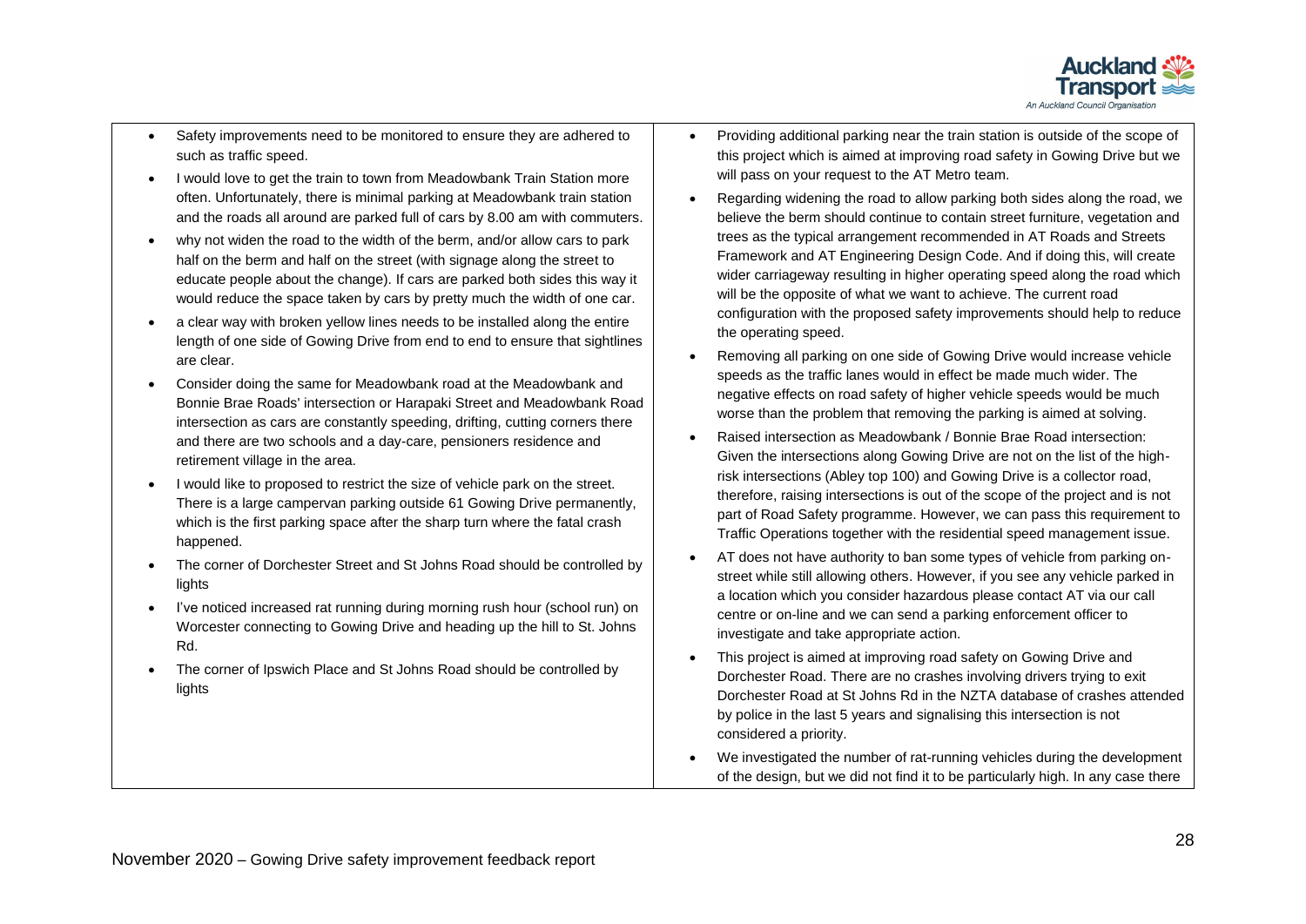| | |
|---|---|
| • Safety improvements need to be monitored to ensure they are adhered to such as traffic speed.<br>• I would love to get the train to town from Meadowbank Train Station more often. Unfortunately, there is minimal parking at Meadowbank train station and the roads all around are parked full of cars by 8.00 am with commuters.<br>• why not widen the road to the width of the berm, and/or allow cars to park half on the berm and half on the street (with signage along the street to educate people about the change). If cars are parked both sides this way it would reduce the space taken by cars by pretty much the width of one car.<br>• a clear way with broken yellow lines needs to be installed along the entire length of one side of Gowing Drive from end to end to ensure that sightlines are clear.<br>• Consider doing the same for Meadowbank road at the Meadowbank and Bonnie Brae Roads' intersection or Harapaki Street and Meadowbank Road intersection as cars are constantly speeding, drifting, cutting corners there and there are two schools and a day-care, pensioners residence and retirement village in the area.<br>• I would like to proposed to restrict the size of vehicle park on the street. There is a large campervan parking outside 61 Gowing Drive permanently, which is the first parking space after the sharp turn where the fatal crash happened.<br>• The corner of Dorchester Street and St Johns Road should be controlled by lights<br>• I've noticed increased rat running during morning rush hour (school run) on Worcester connecting to Gowing Drive and heading up the hill to St. Johns Rd.<br>• The corner of Ipswich Place and St Johns Road should be controlled by lights | • Providing additional parking near the train station is outside of the scope of this project which is aimed at improving road safety in Gowing Drive but we will pass on your request to the AT Metro team.<br>• Regarding widening the road to allow parking both sides along the road, we believe the berm should continue to contain street furniture, vegetation and trees as the typical arrangement recommended in AT Roads and Streets Framework and AT Engineering Design Code. And if doing this, will create wider carriageway resulting in higher operating speed along the road which will be the opposite of what we want to achieve. The current road configuration with the proposed safety improvements should help to reduce the operating speed.<br>• Removing all parking on one side of Gowing Drive would increase vehicle speeds as the traffic lanes would in effect be made much wider. The negative effects on road safety of higher vehicle speeds would be much worse than the problem that removing the parking is aimed at solving.<br>• Raised intersection as Meadowbank / Bonnie Brae Road intersection: Given the intersections along Gowing Drive are not on the list of the high-risk intersections (Abley top 100) and Gowing Drive is a collector road, therefore, raising intersections is out of the scope of the project and is not part of Road Safety programme. However, we can pass this requirement to Traffic Operations together with the residential speed management issue.<br>• AT does not have authority to ban some types of vehicle from parking on-street while still allowing others. However, if you see any vehicle parked in a location which you consider hazardous please contact AT via our call centre or on-line and we can send a parking enforcement officer to investigate and take appropriate action.<br>• This project is aimed at improving road safety on Gowing Drive and Dorchester Road. There are no crashes involving drivers trying to exit Dorchester Road at St Johns Rd in the NZTA database of crashes attended by police in the last 5 years and signalising this intersection is not considered a priority.<br>• We investigated the number of rat-running vehicles during the development of the design, but we did not find it to be particularly high. In any case there |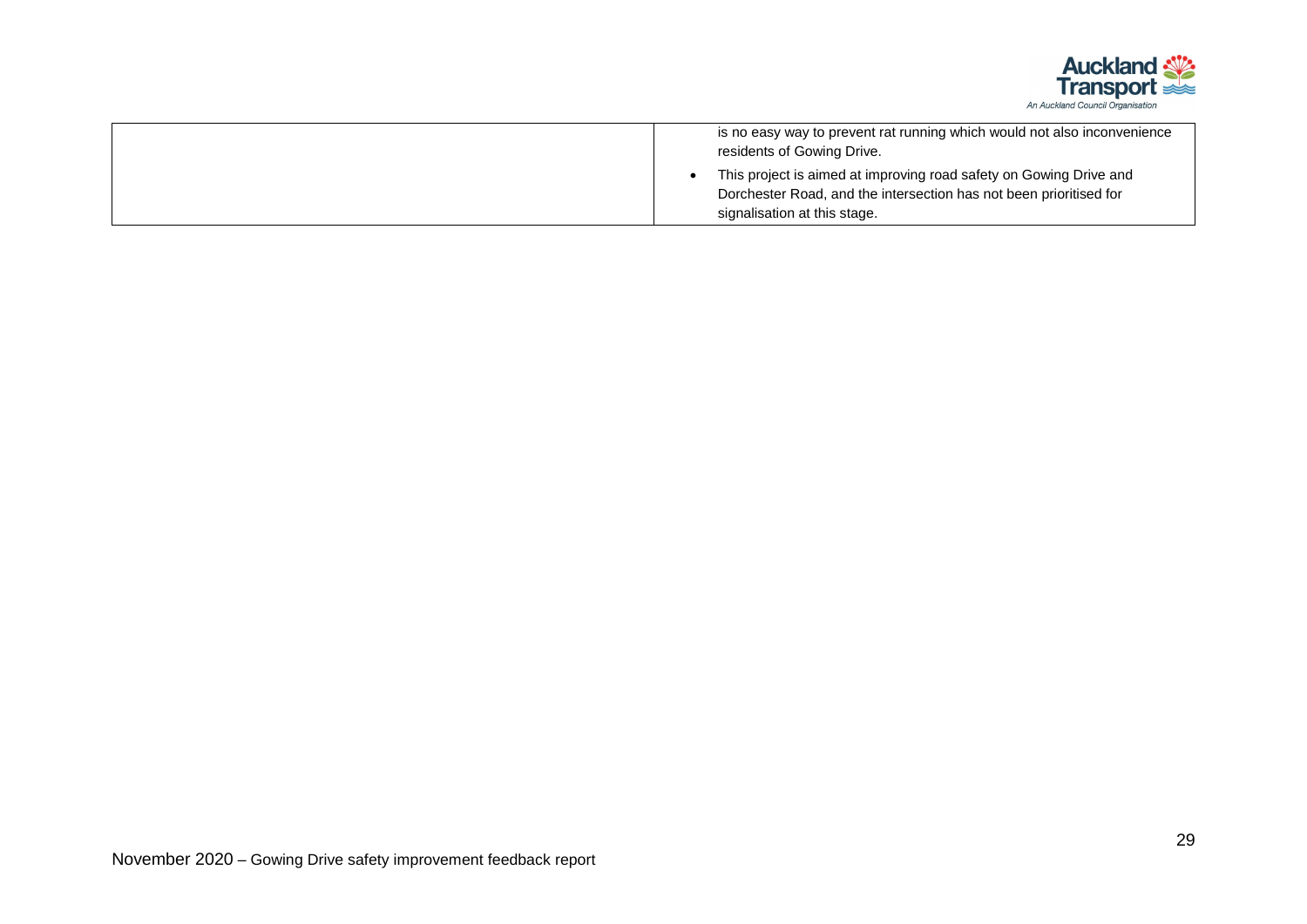| | |
|---|---|
| | is no easy way to prevent rat running which would not also inconvenience residents of Gowing Drive.<br>• This project is aimed at improving road safety on Gowing Drive and Dorchester Road, and the intersection has not been prioritised for signalisation at this stage. |